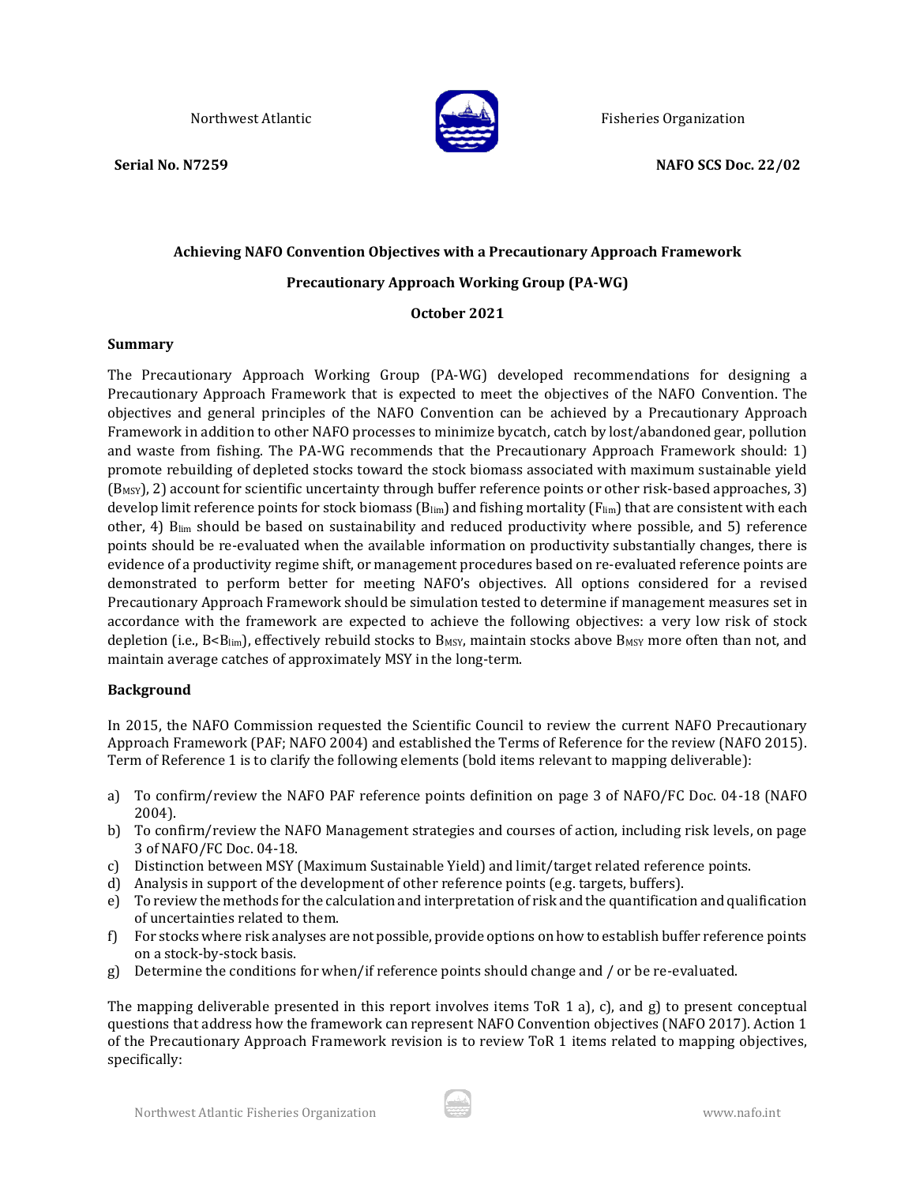Northwest Atlantic Fisheries Organization

**Serial No. N7259** **NAFO SCS Doc. 22/02**

# Achieving NAFO Convention Objectives with a Precautionary Approach Framework

## Precautionary Approach Working Group (PA-WG)

## October 2021

### Summary

The Precautionary Approach Working Group (PA-WG) developed recommendations for designing a Precautionary Approach Framework that is expected to meet the objectives of the NAFO Convention. The objectives and general principles of the NAFO Convention can be achieved by a Precautionary Approach Framework in addition to other NAFO processes to minimize bycatch, catch by lost/abandoned gear, pollution and waste from fishing. The PA-WG recommends that the Precautionary Approach Framework should: 1) promote rebuilding of depleted stocks toward the stock biomass associated with maximum sustainable yield ($B_{MSY}$), 2) account for scientific uncertainty through buffer reference points or other risk-based approaches, 3) develop limit reference points for stock biomass ($B_{lim}$) and fishing mortality ($F_{lim}$) that are consistent with each other, 4) $B_{lim}$ should be based on sustainability and reduced productivity where possible, and 5) reference points should be re-evaluated when the available information on productivity substantially changes, there is evidence of a productivity regime shift, or management procedures based on re-evaluated reference points are demonstrated to perform better for meeting NAFO's objectives. All options considered for a revised Precautionary Approach Framework should be simulation tested to determine if management measures set in accordance with the framework are expected to achieve the following objectives: a very low risk of stock depletion (i.e., $B<B_{lim}$), effectively rebuild stocks to $B_{MSY}$, maintain stocks above $B_{MSY}$ more often than not, and maintain average catches of approximately MSY in the long-term.

### Background

In 2015, the NAFO Commission requested the Scientific Council to review the current NAFO Precautionary Approach Framework (PAF; NAFO 2004) and established the Terms of Reference for the review (NAFO 2015). Term of Reference 1 is to clarify the following elements (bold items relevant to mapping deliverable):

a) To confirm/review the NAFO PAF reference points definition on page 3 of NAFO/FC Doc. 04-18 (NAFO 2004).
b) To confirm/review the NAFO Management strategies and courses of action, including risk levels, on page 3 of NAFO/FC Doc. 04-18.
c) Distinction between MSY (Maximum Sustainable Yield) and limit/target related reference points.
d) Analysis in support of the development of other reference points (e.g. targets, buffers).
e) To review the methods for the calculation and interpretation of risk and the quantification and qualification of uncertainties related to them.
f) For stocks where risk analyses are not possible, provide options on how to establish buffer reference points on a stock-by-stock basis.
g) Determine the conditions for when/if reference points should change and / or be re-evaluated.

The mapping deliverable presented in this report involves items ToR 1 a), c), and g) to present conceptual questions that address how the framework can represent NAFO Convention objectives (NAFO 2017). Action 1 of the Precautionary Approach Framework revision is to review ToR 1 items related to mapping objectives, specifically: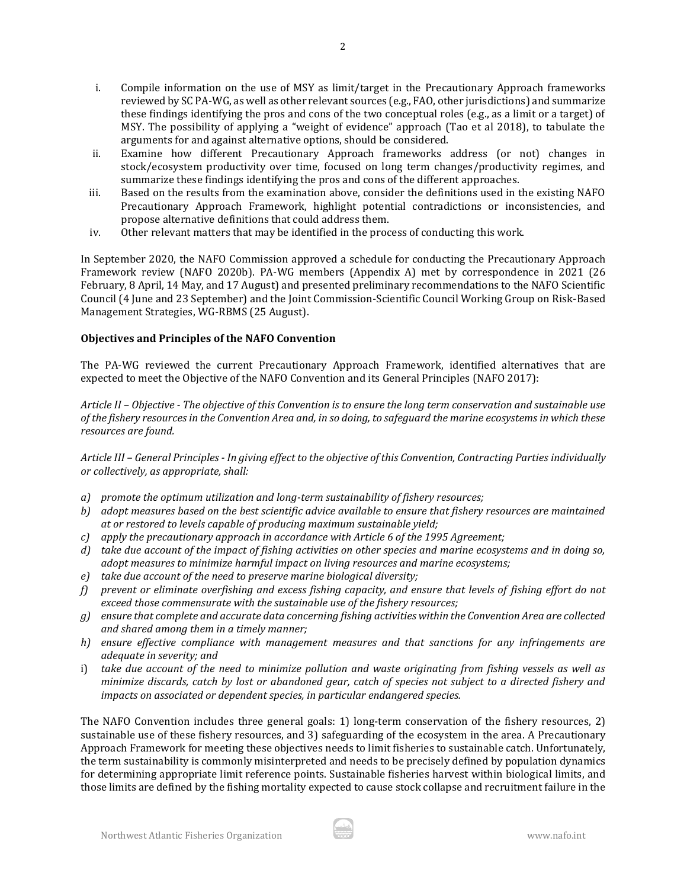i. Compile information on the use of MSY as limit/target in the Precautionary Approach frameworks reviewed by SC PA-WG, as well as other relevant sources (e.g., FAO, other jurisdictions) and summarize these findings identifying the pros and cons of the two conceptual roles (e.g., as a limit or a target) of MSY. The possibility of applying a "weight of evidence" approach (Tao et al 2018), to tabulate the arguments for and against alternative options, should be considered.
ii. Examine how different Precautionary Approach frameworks address (or not) changes in stock/ecosystem productivity over time, focused on long term changes/productivity regimes, and summarize these findings identifying the pros and cons of the different approaches.
iii. Based on the results from the examination above, consider the definitions used in the existing NAFO Precautionary Approach Framework, highlight potential contradictions or inconsistencies, and propose alternative definitions that could address them.
iv. Other relevant matters that may be identified in the process of conducting this work.

In September 2020, the NAFO Commission approved a schedule for conducting the Precautionary Approach Framework review (NAFO 2020b). PA-WG members (Appendix A) met by correspondence in 2021 (26 February, 8 April, 14 May, and 17 August) and presented preliminary recommendations to the NAFO Scientific Council (4 June and 23 September) and the Joint Commission-Scientific Council Working Group on Risk-Based Management Strategies, WG-RBMS (25 August).

**Objectives and Principles of the NAFO Convention**

The PA-WG reviewed the current Precautionary Approach Framework, identified alternatives that are expected to meet the Objective of the NAFO Convention and its General Principles (NAFO 2017):

*Article II – Objective - The objective of this Convention is to ensure the long term conservation and sustainable use of the fishery resources in the Convention Area and, in so doing, to safeguard the marine ecosystems in which these resources are found.*

*Article III – General Principles - In giving effect to the objective of this Convention, Contracting Parties individually or collectively, as appropriate, shall:*

*a) promote the optimum utilization and long-term sustainability of fishery resources;*
*b) adopt measures based on the best scientific advice available to ensure that fishery resources are maintained at or restored to levels capable of producing maximum sustainable yield;*
*c) apply the precautionary approach in accordance with Article 6 of the 1995 Agreement;*
*d) take due account of the impact of fishing activities on other species and marine ecosystems and in doing so, adopt measures to minimize harmful impact on living resources and marine ecosystems;*
*e) take due account of the need to preserve marine biological diversity;*
*f) prevent or eliminate overfishing and excess fishing capacity, and ensure that levels of fishing effort do not exceed those commensurate with the sustainable use of the fishery resources;*
*g) ensure that complete and accurate data concerning fishing activities within the Convention Area are collected and shared among them in a timely manner;*
*h) ensure effective compliance with management measures and that sanctions for any infringements are adequate in severity; and*
i) *take due account of the need to minimize pollution and waste originating from fishing vessels as well as minimize discards, catch by lost or abandoned gear, catch of species not subject to a directed fishery and impacts on associated or dependent species, in particular endangered species.*

The NAFO Convention includes three general goals: 1) long-term conservation of the fishery resources, 2) sustainable use of these fishery resources, and 3) safeguarding of the ecosystem in the area. A Precautionary Approach Framework for meeting these objectives needs to limit fisheries to sustainable catch. Unfortunately, the term sustainability is commonly misinterpreted and needs to be precisely defined by population dynamics for determining appropriate limit reference points. Sustainable fisheries harvest within biological limits, and those limits are defined by the fishing mortality expected to cause stock collapse and recruitment failure in the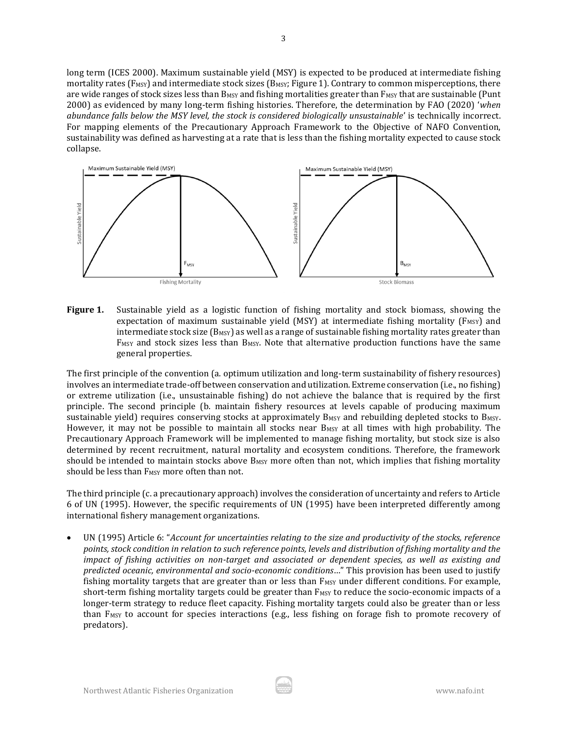long term (ICES 2000). Maximum sustainable yield (MSY) is expected to be produced at intermediate fishing mortality rates ($F_{MSY}$) and intermediate stock sizes ($B_{MSY}$; Figure 1). Contrary to common misperceptions, there are wide ranges of stock sizes less than $B_{MSY}$ and fishing mortalities greater than $F_{MSY}$ that are sustainable (Punt 2000) as evidenced by many long-term fishing histories. Therefore, the determination by FAO (2020) '*when abundance falls below the MSY level, the stock is considered biologically unsustainable*' is technically incorrect. For mapping elements of the Precautionary Approach Framework to the Objective of NAFO Convention, sustainability was defined as harvesting at a rate that is less than the fishing mortality expected to cause stock collapse.

**Figure 1.** Sustainable yield as a logistic function of fishing mortality and stock biomass, showing the expectation of maximum sustainable yield (MSY) at intermediate fishing mortality ($F_{MSY}$) and intermediate stock size ($B_{MSY}$) as well as a range of sustainable fishing mortality rates greater than $F_{MSY}$ and stock sizes less than $B_{MSY}$. Note that alternative production functions have the same general properties.

The first principle of the convention (a. optimum utilization and long-term sustainability of fishery resources) involves an intermediate trade-off between conservation and utilization. Extreme conservation (i.e., no fishing) or extreme utilization (i.e., unsustainable fishing) do not achieve the balance that is required by the first principle. The second principle (b. maintain fishery resources at levels capable of producing maximum sustainable yield) requires conserving stocks at approximately $B_{MSY}$ and rebuilding depleted stocks to $B_{MSY}$. However, it may not be possible to maintain all stocks near $B_{MSY}$ at all times with high probability. The Precautionary Approach Framework will be implemented to manage fishing mortality, but stock size is also determined by recent recruitment, natural mortality and ecosystem conditions. Therefore, the framework should be intended to maintain stocks above $B_{MSY}$ more often than not, which implies that fishing mortality should be less than $F_{MSY}$ more often than not.

The third principle (c. a precautionary approach) involves the consideration of uncertainty and refers to Article 6 of UN (1995). However, the specific requirements of UN (1995) have been interpreted differently among international fishery management organizations.

- UN (1995) Article 6: "*Account for uncertainties relating to the size and productivity of the stocks, reference points, stock condition in relation to such reference points, levels and distribution of fishing mortality and the impact of fishing activities on non-target and associated or dependent species, as well as existing and predicted oceanic, environmental and socio-economic conditions*…" This provision has been used to justify fishing mortality targets that are greater than or less than $F_{MSY}$ under different conditions. For example, short-term fishing mortality targets could be greater than $F_{MSY}$ to reduce the socio-economic impacts of a longer-term strategy to reduce fleet capacity. Fishing mortality targets could also be greater than or less than $F_{MSY}$ to account for species interactions (e.g., less fishing on forage fish to promote recovery of predators).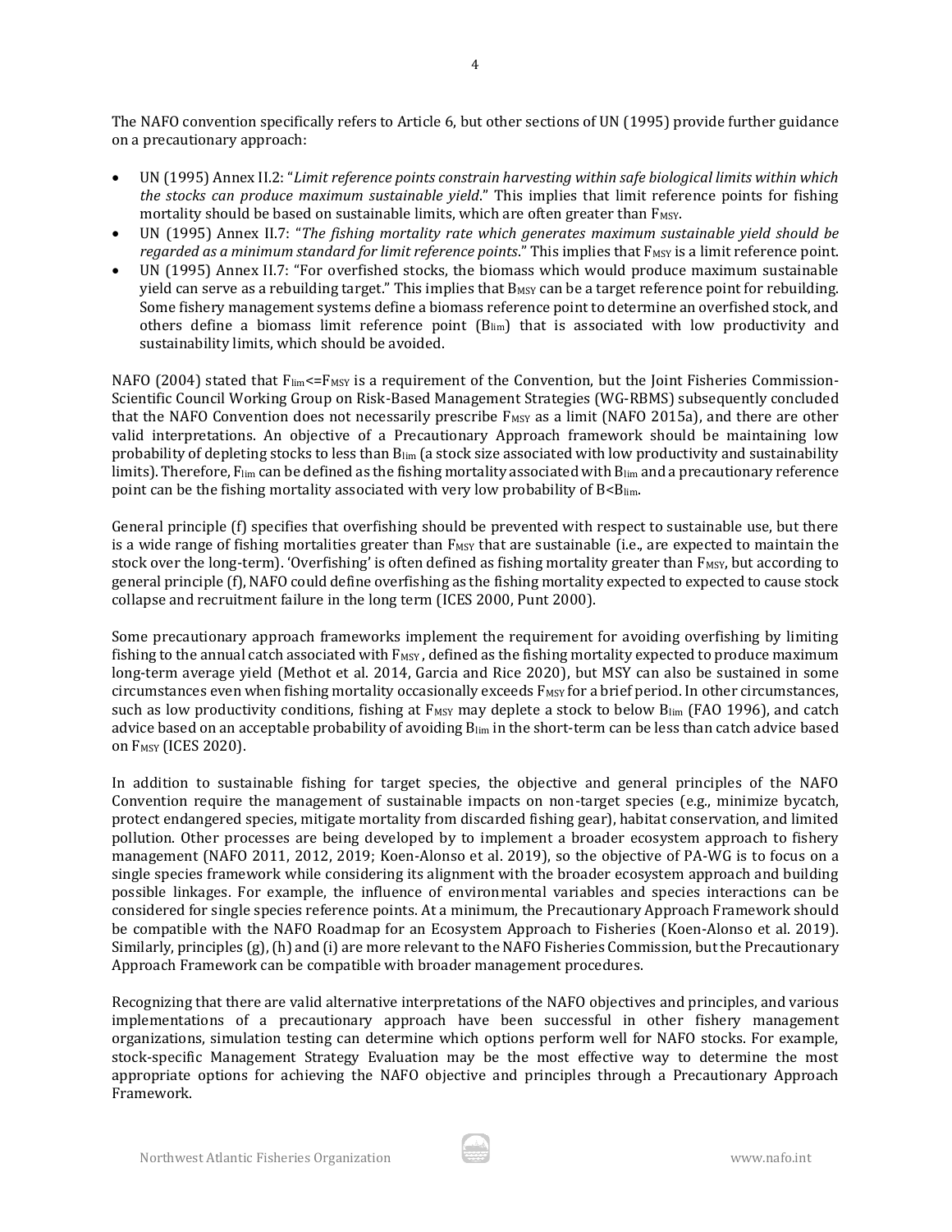The NAFO convention specifically refers to Article 6, but other sections of UN (1995) provide further guidance on a precautionary approach:

- UN (1995) Annex II.2: "*Limit reference points constrain harvesting within safe biological limits within which the stocks can produce maximum sustainable yield*." This implies that limit reference points for fishing mortality should be based on sustainable limits, which are often greater than $F_{MSY}$.
- UN (1995) Annex II.7: "*The fishing mortality rate which generates maximum sustainable yield should be regarded as a minimum standard for limit reference points*." This implies that $F_{MSY}$ is a limit reference point.
- UN (1995) Annex II.7: "For overfished stocks, the biomass which would produce maximum sustainable yield can serve as a rebuilding target." This implies that $B_{MSY}$ can be a target reference point for rebuilding. Some fishery management systems define a biomass reference point to determine an overfished stock, and others define a biomass limit reference point ($B_{lim}$) that is associated with low productivity and sustainability limits, which should be avoided.

NAFO (2004) stated that $F_{lim} \le F_{MSY}$ is a requirement of the Convention, but the Joint Fisheries Commission-Scientific Council Working Group on Risk-Based Management Strategies (WG-RBMS) subsequently concluded that the NAFO Convention does not necessarily prescribe $F_{MSY}$ as a limit (NAFO 2015a), and there are other valid interpretations. An objective of a Precautionary Approach framework should be maintaining low probability of depleting stocks to less than $B_{lim}$ (a stock size associated with low productivity and sustainability limits). Therefore, $F_{lim}$ can be defined as the fishing mortality associated with $B_{lim}$ and a precautionary reference point can be the fishing mortality associated with very low probability of $B<B_{lim}$.

General principle (f) specifies that overfishing should be prevented with respect to sustainable use, but there is a wide range of fishing mortalities greater than $F_{MSY}$ that are sustainable (i.e., are expected to maintain the stock over the long-term). 'Overfishing' is often defined as fishing mortality greater than $F_{MSY}$, but according to general principle (f), NAFO could define overfishing as the fishing mortality expected to expected to cause stock collapse and recruitment failure in the long term (ICES 2000, Punt 2000).

Some precautionary approach frameworks implement the requirement for avoiding overfishing by limiting fishing to the annual catch associated with $F_{MSY}$, defined as the fishing mortality expected to produce maximum long-term average yield (Methot et al. 2014, Garcia and Rice 2020), but MSY can also be sustained in some circumstances even when fishing mortality occasionally exceeds $F_{MSY}$ for a brief period. In other circumstances, such as low productivity conditions, fishing at $F_{MSY}$ may deplete a stock to below $B_{lim}$ (FAO 1996), and catch advice based on an acceptable probability of avoiding $B_{lim}$ in the short-term can be less than catch advice based on $F_{MSY}$ (ICES 2020).

In addition to sustainable fishing for target species, the objective and general principles of the NAFO Convention require the management of sustainable impacts on non-target species (e.g., minimize bycatch, protect endangered species, mitigate mortality from discarded fishing gear), habitat conservation, and limited pollution. Other processes are being developed by to implement a broader ecosystem approach to fishery management (NAFO 2011, 2012, 2019; Koen-Alonso et al. 2019), so the objective of PA-WG is to focus on a single species framework while considering its alignment with the broader ecosystem approach and building possible linkages. For example, the influence of environmental variables and species interactions can be considered for single species reference points. At a minimum, the Precautionary Approach Framework should be compatible with the NAFO Roadmap for an Ecosystem Approach to Fisheries (Koen-Alonso et al. 2019). Similarly, principles (g), (h) and (i) are more relevant to the NAFO Fisheries Commission, but the Precautionary Approach Framework can be compatible with broader management procedures.

Recognizing that there are valid alternative interpretations of the NAFO objectives and principles, and various implementations of a precautionary approach have been successful in other fishery management organizations, simulation testing can determine which options perform well for NAFO stocks. For example, stock-specific Management Strategy Evaluation may be the most effective way to determine the most appropriate options for achieving the NAFO objective and principles through a Precautionary Approach Framework.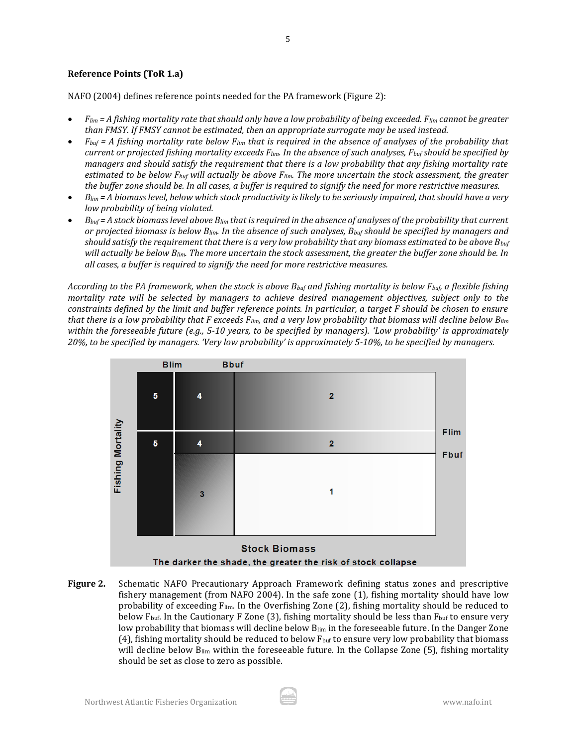### Reference Points (ToR 1.a)

NAFO (2004) defines reference points needed for the PA framework (Figure 2):

- *$F_{lim}$ = A fishing mortality rate that should only have a low probability of being exceeded. $F_{lim}$ cannot be greater than FMSY. If FMSY cannot be estimated, then an appropriate surrogate may be used instead.*
- *$F_{buf}$ = A fishing mortality rate below $F_{lim}$ that is required in the absence of analyses of the probability that current or projected fishing mortality exceeds $F_{lim}$. In the absence of such analyses, $F_{buf}$ should be specified by managers and should satisfy the requirement that there is a low probability that any fishing mortality rate estimated to be below $F_{buf}$ will actually be above $F_{lim}$. The more uncertain the stock assessment, the greater the buffer zone should be. In all cases, a buffer is required to signify the need for more restrictive measures.*
- *$B_{lim}$ = A biomass level, below which stock productivity is likely to be seriously impaired, that should have a very low probability of being violated.*
- *$B_{buf}$ = A stock biomass level above $B_{lim}$ that is required in the absence of analyses of the probability that current or projected biomass is below $B_{lim}$. In the absence of such analyses, $B_{buf}$ should be specified by managers and should satisfy the requirement that there is a very low probability that any biomass estimated to be above $B_{buf}$ will actually be below $B_{lim}$. The more uncertain the stock assessment, the greater the buffer zone should be. In all cases, a buffer is required to signify the need for more restrictive measures.*

*According to the PA framework, when the stock is above $B_{buf}$ and fishing mortality is below $F_{buf}$, a flexible fishing mortality rate will be selected by managers to achieve desired management objectives, subject only to the constraints defined by the limit and buffer reference points. In particular, a target F should be chosen to ensure that there is a low probability that F exceeds $F_{lim}$, and a very low probability that biomass will decline below $B_{lim}$ within the foreseeable future (e.g., 5-10 years, to be specified by managers). 'Low probability' is approximately 20%, to be specified by managers. 'Very low probability' is approximately 5-10%, to be specified by managers.*

**Figure 2.** Schematic NAFO Precautionary Approach Framework defining status zones and prescriptive fishery management (from NAFO 2004). In the safe zone (1), fishing mortality should have low probability of exceeding $F_{lim}$. In the Overfishing Zone (2), fishing mortality should be reduced to below $F_{buf}$. In the Cautionary F Zone (3), fishing mortality should be less than $F_{buf}$ to ensure very low probability that biomass will decline below $B_{lim}$ in the foreseeable future. In the Danger Zone (4), fishing mortality should be reduced to below $F_{buf}$ to ensure very low probability that biomass will decline below $B_{lim}$ within the foreseeable future. In the Collapse Zone (5), fishing mortality should be set as close to zero as possible.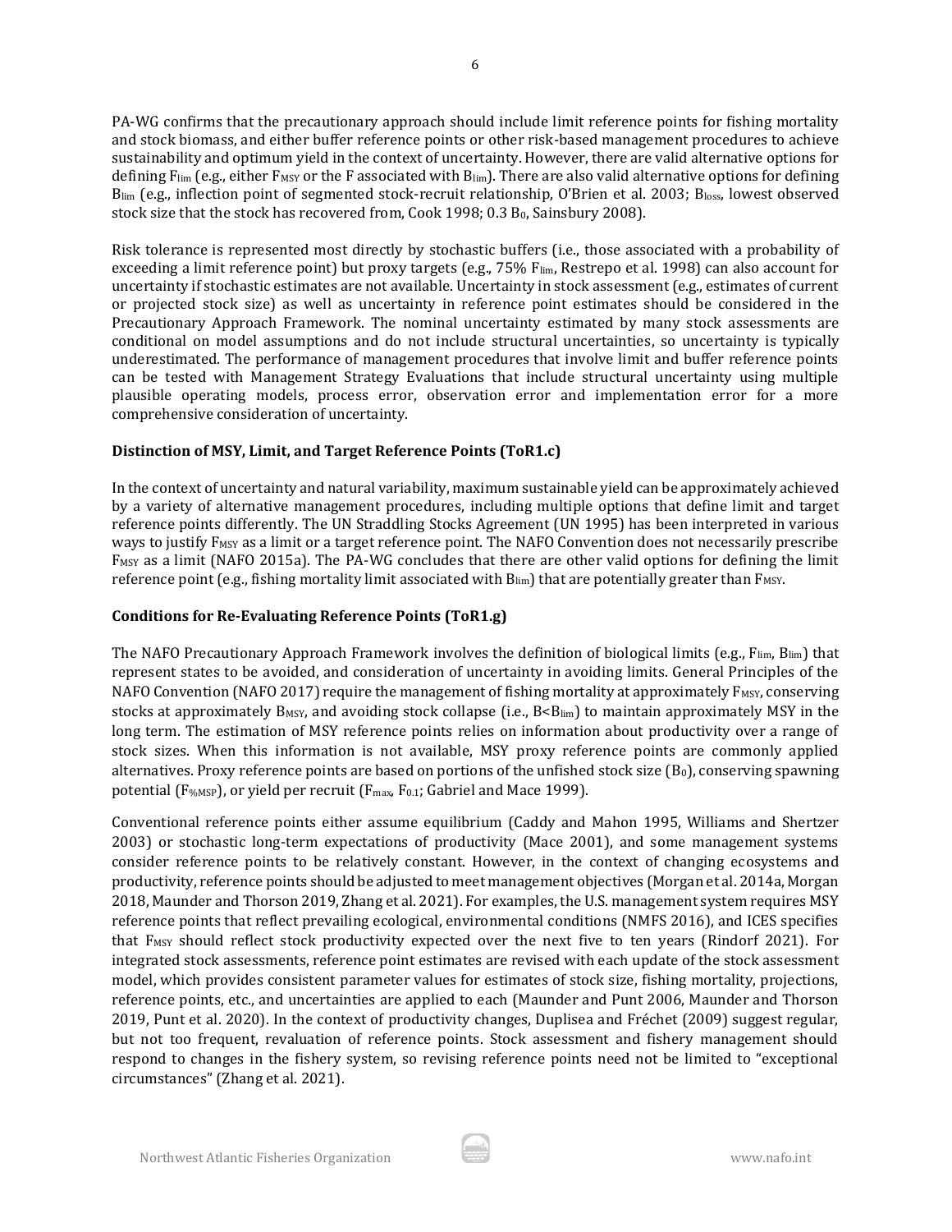PA-WG confirms that the precautionary approach should include limit reference points for fishing mortality and stock biomass, and either buffer reference points or other risk-based management procedures to achieve sustainability and optimum yield in the context of uncertainty. However, there are valid alternative options for defining $F_{lim}$ (e.g., either $F_{MSY}$ or the F associated with $B_{lim}$). There are also valid alternative options for defining $B_{lim}$ (e.g., inflection point of segmented stock-recruit relationship, O'Brien et al. 2003; $B_{loss}$, lowest observed stock size that the stock has recovered from, Cook 1998; 0.3 $B_0$, Sainsbury 2008).

Risk tolerance is represented most directly by stochastic buffers (i.e., those associated with a probability of exceeding a limit reference point) but proxy targets (e.g., 75% $F_{lim}$, Restrepo et al. 1998) can also account for uncertainty if stochastic estimates are not available. Uncertainty in stock assessment (e.g., estimates of current or projected stock size) as well as uncertainty in reference point estimates should be considered in the Precautionary Approach Framework. The nominal uncertainty estimated by many stock assessments are conditional on model assumptions and do not include structural uncertainties, so uncertainty is typically underestimated. The performance of management procedures that involve limit and buffer reference points can be tested with Management Strategy Evaluations that include structural uncertainty using multiple plausible operating models, process error, observation error and implementation error for a more comprehensive consideration of uncertainty.

**Distinction of MSY, Limit, and Target Reference Points (ToR1.c)**

In the context of uncertainty and natural variability, maximum sustainable yield can be approximately achieved by a variety of alternative management procedures, including multiple options that define limit and target reference points differently. The UN Straddling Stocks Agreement (UN 1995) has been interpreted in various ways to justify $F_{MSY}$ as a limit or a target reference point. The NAFO Convention does not necessarily prescribe $F_{MSY}$ as a limit (NAFO 2015a). The PA-WG concludes that there are other valid options for defining the limit reference point (e.g., fishing mortality limit associated with $B_{lim}$) that are potentially greater than $F_{MSY}$.

**Conditions for Re-Evaluating Reference Points (ToR1.g)**

The NAFO Precautionary Approach Framework involves the definition of biological limits (e.g., $F_{lim}$, $B_{lim}$) that represent states to be avoided, and consideration of uncertainty in avoiding limits. General Principles of the NAFO Convention (NAFO 2017) require the management of fishing mortality at approximately $F_{MSY}$, conserving stocks at approximately $B_{MSY}$, and avoiding stock collapse (i.e., $B<B_{lim}$) to maintain approximately MSY in the long term. The estimation of MSY reference points relies on information about productivity over a range of stock sizes. When this information is not available, MSY proxy reference points are commonly applied alternatives. Proxy reference points are based on portions of the unfished stock size ($B_0$), conserving spawning potential ($F_{\%MSP}$), or yield per recruit ($F_{max}$, $F_{0.1}$; Gabriel and Mace 1999).

Conventional reference points either assume equilibrium (Caddy and Mahon 1995, Williams and Shertzer 2003) or stochastic long-term expectations of productivity (Mace 2001), and some management systems consider reference points to be relatively constant. However, in the context of changing ecosystems and productivity, reference points should be adjusted to meet management objectives (Morgan et al. 2014a, Morgan 2018, Maunder and Thorson 2019, Zhang et al. 2021). For examples, the U.S. management system requires MSY reference points that reflect prevailing ecological, environmental conditions (NMFS 2016), and ICES specifies that $F_{MSY}$ should reflect stock productivity expected over the next five to ten years (Rindorf 2021). For integrated stock assessments, reference point estimates are revised with each update of the stock assessment model, which provides consistent parameter values for estimates of stock size, fishing mortality, projections, reference points, etc., and uncertainties are applied to each (Maunder and Punt 2006, Maunder and Thorson 2019, Punt et al. 2020). In the context of productivity changes, Duplisea and Fréchet (2009) suggest regular, but not too frequent, revaluation of reference points. Stock assessment and fishery management should respond to changes in the fishery system, so revising reference points need not be limited to "exceptional circumstances" (Zhang et al. 2021).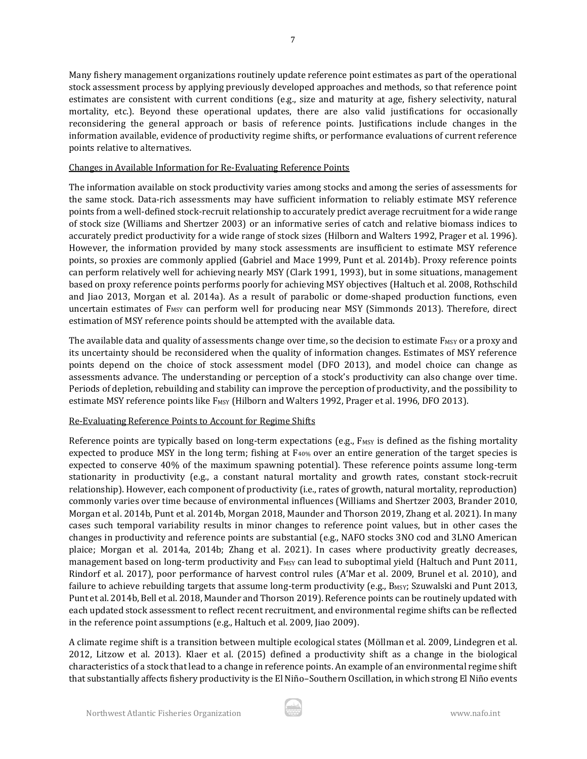Many fishery management organizations routinely update reference point estimates as part of the operational stock assessment process by applying previously developed approaches and methods, so that reference point estimates are consistent with current conditions (e.g., size and maturity at age, fishery selectivity, natural mortality, etc.). Beyond these operational updates, there are also valid justifications for occasionally reconsidering the general approach or basis of reference points. Justifications include changes in the information available, evidence of productivity regime shifts, or performance evaluations of current reference points relative to alternatives.

## Changes in Available Information for Re-Evaluating Reference Points

The information available on stock productivity varies among stocks and among the series of assessments for the same stock. Data-rich assessments may have sufficient information to reliably estimate MSY reference points from a well-defined stock-recruit relationship to accurately predict average recruitment for a wide range of stock size (Williams and Shertzer 2003) or an informative series of catch and relative biomass indices to accurately predict productivity for a wide range of stock sizes (Hilborn and Walters 1992, Prager et al. 1996). However, the information provided by many stock assessments are insufficient to estimate MSY reference points, so proxies are commonly applied (Gabriel and Mace 1999, Punt et al. 2014b). Proxy reference points can perform relatively well for achieving nearly MSY (Clark 1991, 1993), but in some situations, management based on proxy reference points performs poorly for achieving MSY objectives (Haltuch et al. 2008, Rothschild and Jiao 2013, Morgan et al. 2014a). As a result of parabolic or dome-shaped production functions, even uncertain estimates of $F_{MSY}$ can perform well for producing near MSY (Simmonds 2013). Therefore, direct estimation of MSY reference points should be attempted with the available data.

The available data and quality of assessments change over time, so the decision to estimate $F_{MSY}$ or a proxy and its uncertainty should be reconsidered when the quality of information changes. Estimates of MSY reference points depend on the choice of stock assessment model (DFO 2013), and model choice can change as assessments advance. The understanding or perception of a stock's productivity can also change over time. Periods of depletion, rebuilding and stability can improve the perception of productivity, and the possibility to estimate MSY reference points like $F_{MSY}$ (Hilborn and Walters 1992, Prager et al. 1996, DFO 2013).

## Re-Evaluating Reference Points to Account for Regime Shifts

Reference points are typically based on long-term expectations (e.g., $F_{MSY}$ is defined as the fishing mortality expected to produce MSY in the long term; fishing at $F_{40\%}$ over an entire generation of the target species is expected to conserve 40% of the maximum spawning potential). These reference points assume long-term stationarity in productivity (e.g., a constant natural mortality and growth rates, constant stock-recruit relationship). However, each component of productivity (i.e., rates of growth, natural mortality, reproduction) commonly varies over time because of environmental influences (Williams and Shertzer 2003, Brander 2010, Morgan et al. 2014b, Punt et al. 2014b, Morgan 2018, Maunder and Thorson 2019, Zhang et al. 2021). In many cases such temporal variability results in minor changes to reference point values, but in other cases the changes in productivity and reference points are substantial (e.g., NAFO stocks 3NO cod and 3LNO American plaice; Morgan et al. 2014a, 2014b; Zhang et al. 2021). In cases where productivity greatly decreases, management based on long-term productivity and $F_{MSY}$ can lead to suboptimal yield (Haltuch and Punt 2011, Rindorf et al. 2017), poor performance of harvest control rules (A'Mar et al. 2009, Brunel et al. 2010), and failure to achieve rebuilding targets that assume long-term productivity (e.g., $B_{MSY}$; Szuwalski and Punt 2013, Punt et al. 2014b, Bell et al. 2018, Maunder and Thorson 2019). Reference points can be routinely updated with each updated stock assessment to reflect recent recruitment, and environmental regime shifts can be reflected in the reference point assumptions (e.g., Haltuch et al. 2009, Jiao 2009).

A climate regime shift is a transition between multiple ecological states (Möllman et al. 2009, Lindegren et al. 2012, Litzow et al. 2013). Klaer et al. (2015) defined a productivity shift as a change in the biological characteristics of a stock that lead to a change in reference points. An example of an environmental regime shift that substantially affects fishery productivity is the El Niño–Southern Oscillation, in which strong El Niño events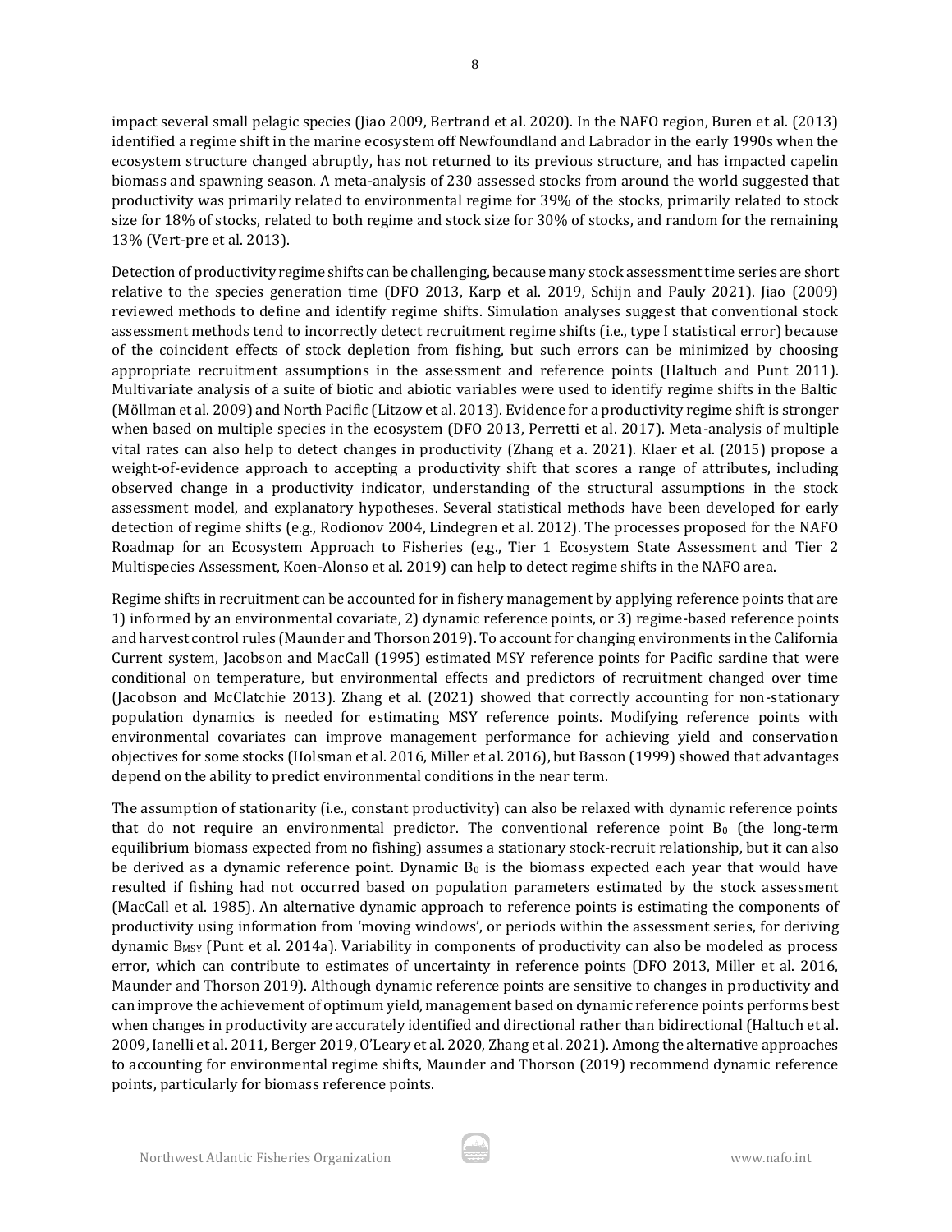impact several small pelagic species (Jiao 2009, Bertrand et al. 2020). In the NAFO region, Buren et al. (2013) identified a regime shift in the marine ecosystem off Newfoundland and Labrador in the early 1990s when the ecosystem structure changed abruptly, has not returned to its previous structure, and has impacted capelin biomass and spawning season. A meta-analysis of 230 assessed stocks from around the world suggested that productivity was primarily related to environmental regime for 39% of the stocks, primarily related to stock size for 18% of stocks, related to both regime and stock size for 30% of stocks, and random for the remaining 13% (Vert-pre et al. 2013).

Detection of productivity regime shifts can be challenging, because many stock assessment time series are short relative to the species generation time (DFO 2013, Karp et al. 2019, Schijn and Pauly 2021). Jiao (2009) reviewed methods to define and identify regime shifts. Simulation analyses suggest that conventional stock assessment methods tend to incorrectly detect recruitment regime shifts (i.e., type I statistical error) because of the coincident effects of stock depletion from fishing, but such errors can be minimized by choosing appropriate recruitment assumptions in the assessment and reference points (Haltuch and Punt 2011). Multivariate analysis of a suite of biotic and abiotic variables were used to identify regime shifts in the Baltic (Möllman et al. 2009) and North Pacific (Litzow et al. 2013). Evidence for a productivity regime shift is stronger when based on multiple species in the ecosystem (DFO 2013, Perretti et al. 2017). Meta-analysis of multiple vital rates can also help to detect changes in productivity (Zhang et a. 2021). Klaer et al. (2015) propose a weight-of-evidence approach to accepting a productivity shift that scores a range of attributes, including observed change in a productivity indicator, understanding of the structural assumptions in the stock assessment model, and explanatory hypotheses. Several statistical methods have been developed for early detection of regime shifts (e.g., Rodionov 2004, Lindegren et al. 2012). The processes proposed for the NAFO Roadmap for an Ecosystem Approach to Fisheries (e.g., Tier 1 Ecosystem State Assessment and Tier 2 Multispecies Assessment, Koen-Alonso et al. 2019) can help to detect regime shifts in the NAFO area.

Regime shifts in recruitment can be accounted for in fishery management by applying reference points that are 1) informed by an environmental covariate, 2) dynamic reference points, or 3) regime-based reference points and harvest control rules (Maunder and Thorson 2019). To account for changing environments in the California Current system, Jacobson and MacCall (1995) estimated MSY reference points for Pacific sardine that were conditional on temperature, but environmental effects and predictors of recruitment changed over time (Jacobson and McClatchie 2013). Zhang et al. (2021) showed that correctly accounting for non-stationary population dynamics is needed for estimating MSY reference points. Modifying reference points with environmental covariates can improve management performance for achieving yield and conservation objectives for some stocks (Holsman et al. 2016, Miller et al. 2016), but Basson (1999) showed that advantages depend on the ability to predict environmental conditions in the near term.

The assumption of stationarity (i.e., constant productivity) can also be relaxed with dynamic reference points that do not require an environmental predictor. The conventional reference point $B_0$ (the long-term equilibrium biomass expected from no fishing) assumes a stationary stock-recruit relationship, but it can also be derived as a dynamic reference point. Dynamic $B_0$ is the biomass expected each year that would have resulted if fishing had not occurred based on population parameters estimated by the stock assessment (MacCall et al. 1985). An alternative dynamic approach to reference points is estimating the components of productivity using information from 'moving windows', or periods within the assessment series, for deriving dynamic $B_{MSY}$ (Punt et al. 2014a). Variability in components of productivity can also be modeled as process error, which can contribute to estimates of uncertainty in reference points (DFO 2013, Miller et al. 2016, Maunder and Thorson 2019). Although dynamic reference points are sensitive to changes in productivity and can improve the achievement of optimum yield, management based on dynamic reference points performs best when changes in productivity are accurately identified and directional rather than bidirectional (Haltuch et al. 2009, Ianelli et al. 2011, Berger 2019, O'Leary et al. 2020, Zhang et al. 2021). Among the alternative approaches to accounting for environmental regime shifts, Maunder and Thorson (2019) recommend dynamic reference points, particularly for biomass reference points.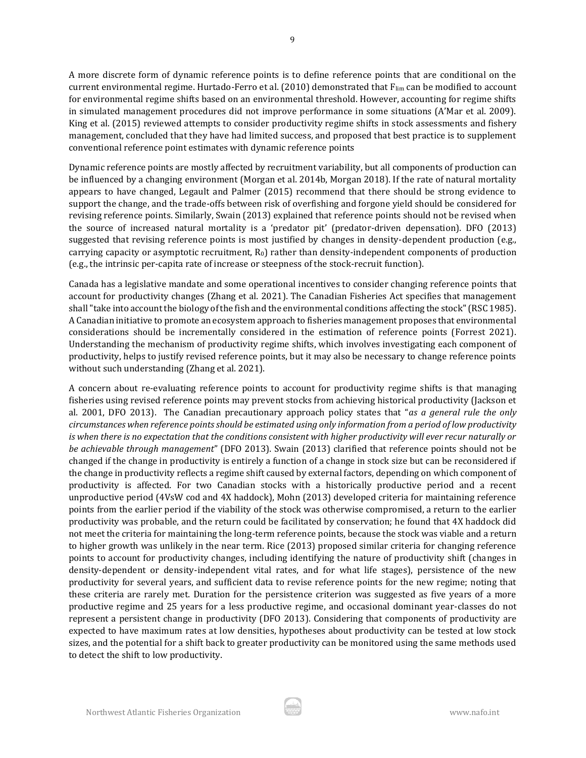A more discrete form of dynamic reference points is to define reference points that are conditional on the current environmental regime. Hurtado-Ferro et al. (2010) demonstrated that $F_{lim}$ can be modified to account for environmental regime shifts based on an environmental threshold. However, accounting for regime shifts in simulated management procedures did not improve performance in some situations (A'Mar et al. 2009). King et al. (2015) reviewed attempts to consider productivity regime shifts in stock assessments and fishery management, concluded that they have had limited success, and proposed that best practice is to supplement conventional reference point estimates with dynamic reference points

Dynamic reference points are mostly affected by recruitment variability, but all components of production can be influenced by a changing environment (Morgan et al. 2014b, Morgan 2018). If the rate of natural mortality appears to have changed, Legault and Palmer (2015) recommend that there should be strong evidence to support the change, and the trade-offs between risk of overfishing and forgone yield should be considered for revising reference points. Similarly, Swain (2013) explained that reference points should not be revised when the source of increased natural mortality is a 'predator pit' (predator-driven depensation). DFO (2013) suggested that revising reference points is most justified by changes in density-dependent production (e.g., carrying capacity or asymptotic recruitment, $R_0$) rather than density-independent components of production (e.g., the intrinsic per-capita rate of increase or steepness of the stock-recruit function).

Canada has a legislative mandate and some operational incentives to consider changing reference points that account for productivity changes (Zhang et al. 2021). The Canadian Fisheries Act specifies that management shall "take into account the biology of the fish and the environmental conditions affecting the stock" (RSC 1985). A Canadian initiative to promote an ecosystem approach to fisheries management proposes that environmental considerations should be incrementally considered in the estimation of reference points (Forrest 2021). Understanding the mechanism of productivity regime shifts, which involves investigating each component of productivity, helps to justify revised reference points, but it may also be necessary to change reference points without such understanding (Zhang et al. 2021).

A concern about re-evaluating reference points to account for productivity regime shifts is that managing fisheries using revised reference points may prevent stocks from achieving historical productivity (Jackson et al. 2001, DFO 2013). The Canadian precautionary approach policy states that "*as a general rule the only circumstances when reference points should be estimated using only information from a period of low productivity is when there is no expectation that the conditions consistent with higher productivity will ever recur naturally or be achievable through management*" (DFO 2013). Swain (2013) clarified that reference points should not be changed if the change in productivity is entirely a function of a change in stock size but can be reconsidered if the change in productivity reflects a regime shift caused by external factors, depending on which component of productivity is affected. For two Canadian stocks with a historically productive period and a recent unproductive period (4VsW cod and 4X haddock), Mohn (2013) developed criteria for maintaining reference points from the earlier period if the viability of the stock was otherwise compromised, a return to the earlier productivity was probable, and the return could be facilitated by conservation; he found that 4X haddock did not meet the criteria for maintaining the long-term reference points, because the stock was viable and a return to higher growth was unlikely in the near term. Rice (2013) proposed similar criteria for changing reference points to account for productivity changes, including identifying the nature of productivity shift (changes in density-dependent or density-independent vital rates, and for what life stages), persistence of the new productivity for several years, and sufficient data to revise reference points for the new regime; noting that these criteria are rarely met. Duration for the persistence criterion was suggested as five years of a more productive regime and 25 years for a less productive regime, and occasional dominant year-classes do not represent a persistent change in productivity (DFO 2013). Considering that components of productivity are expected to have maximum rates at low densities, hypotheses about productivity can be tested at low stock sizes, and the potential for a shift back to greater productivity can be monitored using the same methods used to detect the shift to low productivity.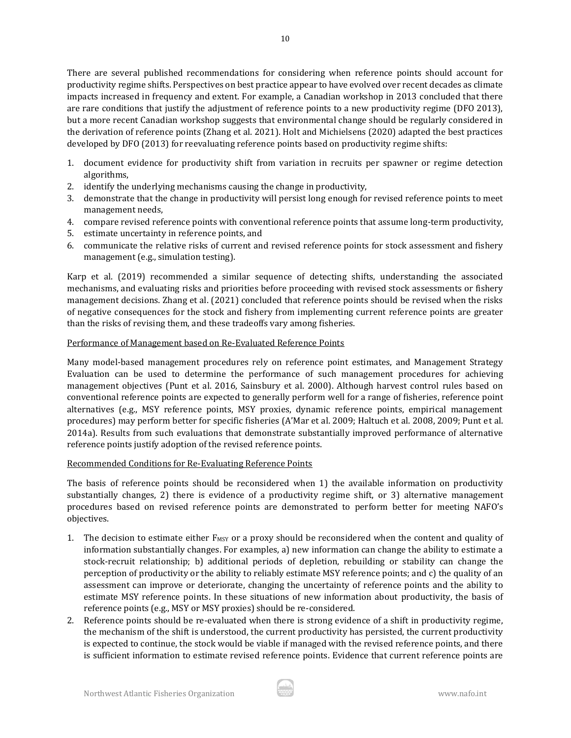There are several published recommendations for considering when reference points should account for productivity regime shifts. Perspectives on best practice appear to have evolved over recent decades as climate impacts increased in frequency and extent. For example, a Canadian workshop in 2013 concluded that there are rare conditions that justify the adjustment of reference points to a new productivity regime (DFO 2013), but a more recent Canadian workshop suggests that environmental change should be regularly considered in the derivation of reference points (Zhang et al. 2021). Holt and Michielsens (2020) adapted the best practices developed by DFO (2013) for reevaluating reference points based on productivity regime shifts:

1. document evidence for productivity shift from variation in recruits per spawner or regime detection algorithms,
2. identify the underlying mechanisms causing the change in productivity,
3. demonstrate that the change in productivity will persist long enough for revised reference points to meet management needs,
4. compare revised reference points with conventional reference points that assume long-term productivity,
5. estimate uncertainty in reference points, and
6. communicate the relative risks of current and revised reference points for stock assessment and fishery management (e.g., simulation testing).

Karp et al. (2019) recommended a similar sequence of detecting shifts, understanding the associated mechanisms, and evaluating risks and priorities before proceeding with revised stock assessments or fishery management decisions. Zhang et al. (2021) concluded that reference points should be revised when the risks of negative consequences for the stock and fishery from implementing current reference points are greater than the risks of revising them, and these tradeoffs vary among fisheries.

<u>Performance of Management based on Re-Evaluated Reference Points</u>

Many model-based management procedures rely on reference point estimates, and Management Strategy Evaluation can be used to determine the performance of such management procedures for achieving management objectives (Punt et al. 2016, Sainsbury et al. 2000). Although harvest control rules based on conventional reference points are expected to generally perform well for a range of fisheries, reference point alternatives (e.g., MSY reference points, MSY proxies, dynamic reference points, empirical management procedures) may perform better for specific fisheries (A'Mar et al. 2009; Haltuch et al. 2008, 2009; Punt et al. 2014a). Results from such evaluations that demonstrate substantially improved performance of alternative reference points justify adoption of the revised reference points.

<u>Recommended Conditions for Re-Evaluating Reference Points</u>

The basis of reference points should be reconsidered when 1) the available information on productivity substantially changes, 2) there is evidence of a productivity regime shift, or 3) alternative management procedures based on revised reference points are demonstrated to perform better for meeting NAFO's objectives.

1. The decision to estimate either $F_{MSY}$ or a proxy should be reconsidered when the content and quality of information substantially changes. For examples, a) new information can change the ability to estimate a stock-recruit relationship; b) additional periods of depletion, rebuilding or stability can change the perception of productivity or the ability to reliably estimate MSY reference points; and c) the quality of an assessment can improve or deteriorate, changing the uncertainty of reference points and the ability to estimate MSY reference points. In these situations of new information about productivity, the basis of reference points (e.g., MSY or MSY proxies) should be re-considered.
2. Reference points should be re-evaluated when there is strong evidence of a shift in productivity regime, the mechanism of the shift is understood, the current productivity has persisted, the current productivity is expected to continue, the stock would be viable if managed with the revised reference points, and there is sufficient information to estimate revised reference points. Evidence that current reference points are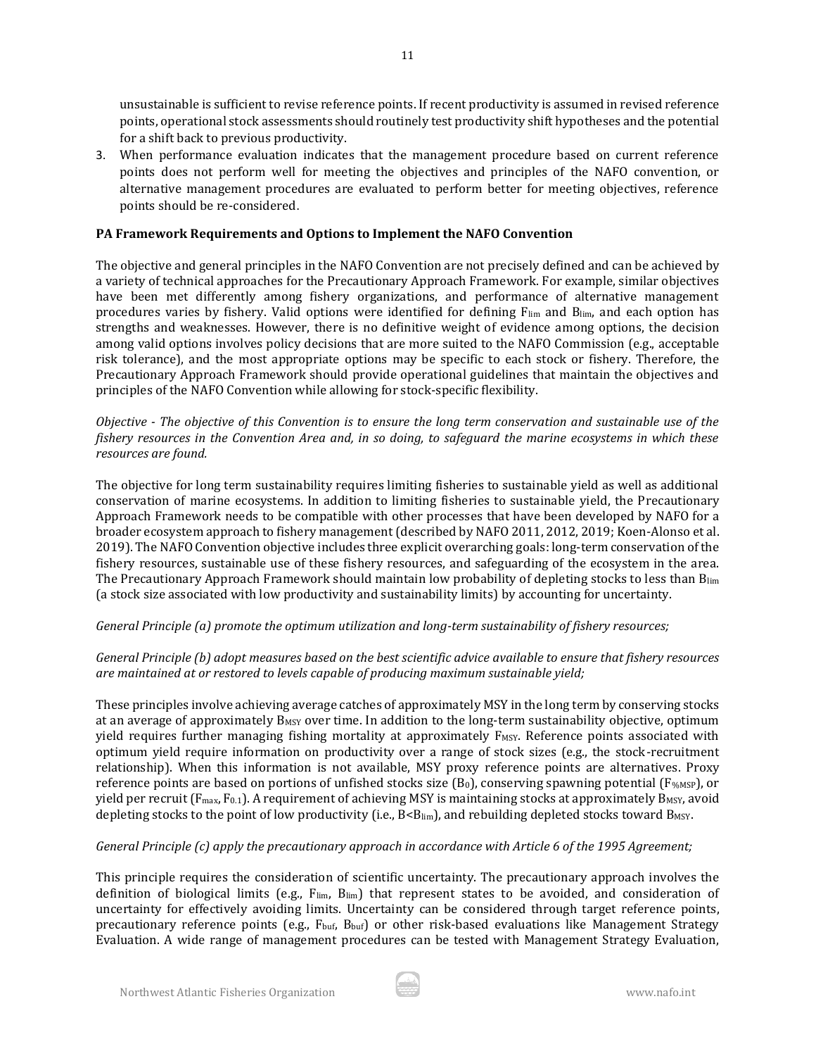unsustainable is sufficient to revise reference points. If recent productivity is assumed in revised reference points, operational stock assessments should routinely test productivity shift hypotheses and the potential for a shift back to previous productivity.

3. When performance evaluation indicates that the management procedure based on current reference points does not perform well for meeting the objectives and principles of the NAFO convention, or alternative management procedures are evaluated to perform better for meeting objectives, reference points should be re-considered.

**PA Framework Requirements and Options to Implement the NAFO Convention**

The objective and general principles in the NAFO Convention are not precisely defined and can be achieved by a variety of technical approaches for the Precautionary Approach Framework. For example, similar objectives have been met differently among fishery organizations, and performance of alternative management procedures varies by fishery. Valid options were identified for defining $F_{lim}$ and $B_{lim}$, and each option has strengths and weaknesses. However, there is no definitive weight of evidence among options, the decision among valid options involves policy decisions that are more suited to the NAFO Commission (e.g., acceptable risk tolerance), and the most appropriate options may be specific to each stock or fishery. Therefore, the Precautionary Approach Framework should provide operational guidelines that maintain the objectives and principles of the NAFO Convention while allowing for stock-specific flexibility.

*Objective - The objective of this Convention is to ensure the long term conservation and sustainable use of the fishery resources in the Convention Area and, in so doing, to safeguard the marine ecosystems in which these resources are found.*

The objective for long term sustainability requires limiting fisheries to sustainable yield as well as additional conservation of marine ecosystems. In addition to limiting fisheries to sustainable yield, the Precautionary Approach Framework needs to be compatible with other processes that have been developed by NAFO for a broader ecosystem approach to fishery management (described by NAFO 2011, 2012, 2019; Koen-Alonso et al. 2019). The NAFO Convention objective includes three explicit overarching goals: long-term conservation of the fishery resources, sustainable use of these fishery resources, and safeguarding of the ecosystem in the area. The Precautionary Approach Framework should maintain low probability of depleting stocks to less than $B_{lim}$ (a stock size associated with low productivity and sustainability limits) by accounting for uncertainty.

*General Principle (a) promote the optimum utilization and long-term sustainability of fishery resources;*

*General Principle (b) adopt measures based on the best scientific advice available to ensure that fishery resources are maintained at or restored to levels capable of producing maximum sustainable yield;*

These principles involve achieving average catches of approximately MSY in the long term by conserving stocks at an average of approximately $B_{MSY}$ over time. In addition to the long-term sustainability objective, optimum yield requires further managing fishing mortality at approximately $F_{MSY}$. Reference points associated with optimum yield require information on productivity over a range of stock sizes (e.g., the stock-recruitment relationship). When this information is not available, MSY proxy reference points are alternatives. Proxy reference points are based on portions of unfished stocks size ($B_0$), conserving spawning potential ($F_{\%MSP}$), or yield per recruit ($F_{max}$, $F_{0.1}$). A requirement of achieving MSY is maintaining stocks at approximately $B_{MSY}$, avoid depleting stocks to the point of low productivity (i.e., $B<B_{lim}$), and rebuilding depleted stocks toward $B_{MSY}$.

*General Principle (c) apply the precautionary approach in accordance with Article 6 of the 1995 Agreement;*

This principle requires the consideration of scientific uncertainty. The precautionary approach involves the definition of biological limits (e.g., $F_{lim}$, $B_{lim}$) that represent states to be avoided, and consideration of uncertainty for effectively avoiding limits. Uncertainty can be considered through target reference points, precautionary reference points (e.g., $F_{buf}$, $B_{buf}$) or other risk-based evaluations like Management Strategy Evaluation. A wide range of management procedures can be tested with Management Strategy Evaluation,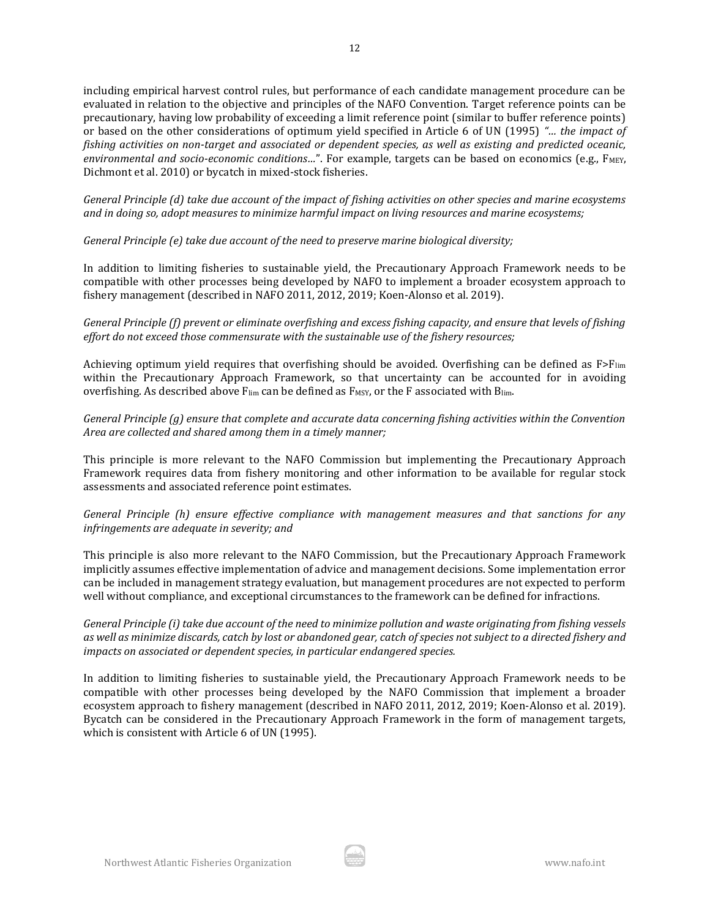including empirical harvest control rules, but performance of each candidate management procedure can be evaluated in relation to the objective and principles of the NAFO Convention. Target reference points can be precautionary, having low probability of exceeding a limit reference point (similar to buffer reference points) or based on the other considerations of optimum yield specified in Article 6 of UN (1995) *"… the impact of fishing activities on non-target and associated or dependent species, as well as existing and predicted oceanic, environmental and socio-economic conditions…"*. For example, targets can be based on economics (e.g., $F_{MEY}$, Dichmont et al. 2010) or bycatch in mixed-stock fisheries.

*General Principle (d) take due account of the impact of fishing activities on other species and marine ecosystems and in doing so, adopt measures to minimize harmful impact on living resources and marine ecosystems;*

*General Principle (e) take due account of the need to preserve marine biological diversity;*

In addition to limiting fisheries to sustainable yield, the Precautionary Approach Framework needs to be compatible with other processes being developed by NAFO to implement a broader ecosystem approach to fishery management (described in NAFO 2011, 2012, 2019; Koen-Alonso et al. 2019).

*General Principle (f) prevent or eliminate overfishing and excess fishing capacity, and ensure that levels of fishing effort do not exceed those commensurate with the sustainable use of the fishery resources;*

Achieving optimum yield requires that overfishing should be avoided. Overfishing can be defined as $F > F_{lim}$ within the Precautionary Approach Framework, so that uncertainty can be accounted for in avoiding overfishing. As described above $F_{lim}$ can be defined as $F_{MSY}$, or the F associated with $B_{lim}$.

*General Principle (g) ensure that complete and accurate data concerning fishing activities within the Convention Area are collected and shared among them in a timely manner;*

This principle is more relevant to the NAFO Commission but implementing the Precautionary Approach Framework requires data from fishery monitoring and other information to be available for regular stock assessments and associated reference point estimates.

*General Principle (h) ensure effective compliance with management measures and that sanctions for any infringements are adequate in severity; and*

This principle is also more relevant to the NAFO Commission, but the Precautionary Approach Framework implicitly assumes effective implementation of advice and management decisions. Some implementation error can be included in management strategy evaluation, but management procedures are not expected to perform well without compliance, and exceptional circumstances to the framework can be defined for infractions.

*General Principle (i) take due account of the need to minimize pollution and waste originating from fishing vessels as well as minimize discards, catch by lost or abandoned gear, catch of species not subject to a directed fishery and impacts on associated or dependent species, in particular endangered species.*

In addition to limiting fisheries to sustainable yield, the Precautionary Approach Framework needs to be compatible with other processes being developed by the NAFO Commission that implement a broader ecosystem approach to fishery management (described in NAFO 2011, 2012, 2019; Koen-Alonso et al. 2019). Bycatch can be considered in the Precautionary Approach Framework in the form of management targets, which is consistent with Article 6 of UN (1995).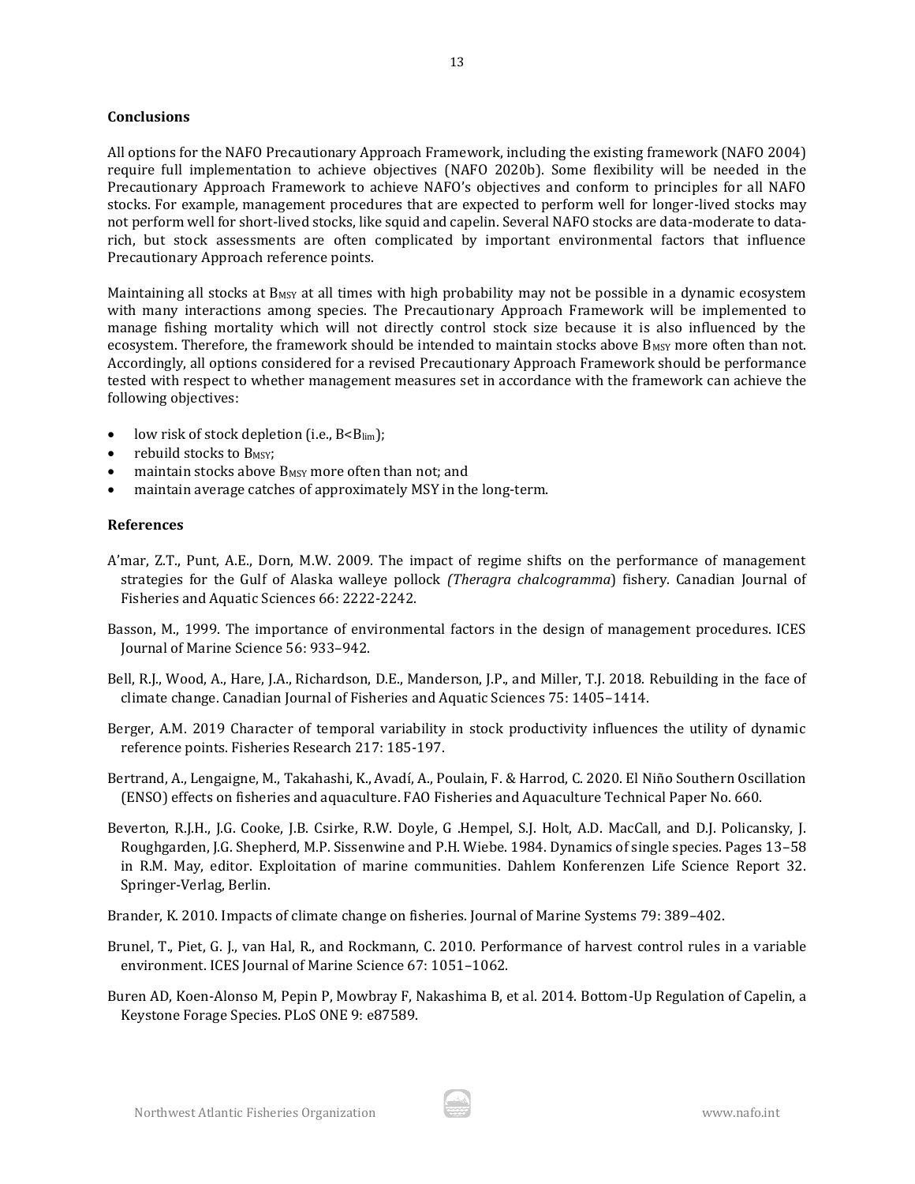## Conclusions

All options for the NAFO Precautionary Approach Framework, including the existing framework (NAFO 2004) require full implementation to achieve objectives (NAFO 2020b). Some flexibility will be needed in the Precautionary Approach Framework to achieve NAFO's objectives and conform to principles for all NAFO stocks. For example, management procedures that are expected to perform well for longer-lived stocks may not perform well for short-lived stocks, like squid and capelin. Several NAFO stocks are data-moderate to data-rich, but stock assessments are often complicated by important environmental factors that influence Precautionary Approach reference points.

Maintaining all stocks at $B_{MSY}$ at all times with high probability may not be possible in a dynamic ecosystem with many interactions among species. The Precautionary Approach Framework will be implemented to manage fishing mortality which will not directly control stock size because it is also influenced by the ecosystem. Therefore, the framework should be intended to maintain stocks above $B_{MSY}$ more often than not. Accordingly, all options considered for a revised Precautionary Approach Framework should be performance tested with respect to whether management measures set in accordance with the framework can achieve the following objectives:

- low risk of stock depletion (i.e., $B<B_{lim}$);
- rebuild stocks to $B_{MSY}$;
- maintain stocks above $B_{MSY}$ more often than not; and
- maintain average catches of approximately MSY in the long-term.

## References

A'mar, Z.T., Punt, A.E., Dorn, M.W. 2009. The impact of regime shifts on the performance of management strategies for the Gulf of Alaska walleye pollock *(Theragra chalcogramma*) fishery. Canadian Journal of Fisheries and Aquatic Sciences 66: 2222-2242.

Basson, M., 1999. The importance of environmental factors in the design of management procedures. ICES Journal of Marine Science 56: 933–942.

Bell, R.J., Wood, A., Hare, J.A., Richardson, D.E., Manderson, J.P., and Miller, T.J. 2018. Rebuilding in the face of climate change. Canadian Journal of Fisheries and Aquatic Sciences 75: 1405–1414.

Berger, A.M. 2019 Character of temporal variability in stock productivity influences the utility of dynamic reference points. Fisheries Research 217: 185-197.

Bertrand, A., Lengaigne, M., Takahashi, K., Avadí, A., Poulain, F. & Harrod, C. 2020. El Niño Southern Oscillation (ENSO) effects on fisheries and aquaculture. FAO Fisheries and Aquaculture Technical Paper No. 660.

Beverton, R.J.H., J.G. Cooke, J.B. Csirke, R.W. Doyle, G .Hempel, S.J. Holt, A.D. MacCall, and D.J. Policansky, J. Roughgarden, J.G. Shepherd, M.P. Sissenwine and P.H. Wiebe. 1984. Dynamics of single species. Pages 13–58 in R.M. May, editor. Exploitation of marine communities. Dahlem Konferenzen Life Science Report 32. Springer-Verlag, Berlin.

Brander, K. 2010. Impacts of climate change on fisheries. Journal of Marine Systems 79: 389–402.

Brunel, T., Piet, G. J., van Hal, R., and Rockmann, C. 2010. Performance of harvest control rules in a variable environment. ICES Journal of Marine Science 67: 1051–1062.

Buren AD, Koen-Alonso M, Pepin P, Mowbray F, Nakashima B, et al. 2014. Bottom-Up Regulation of Capelin, a Keystone Forage Species. PLoS ONE 9: e87589.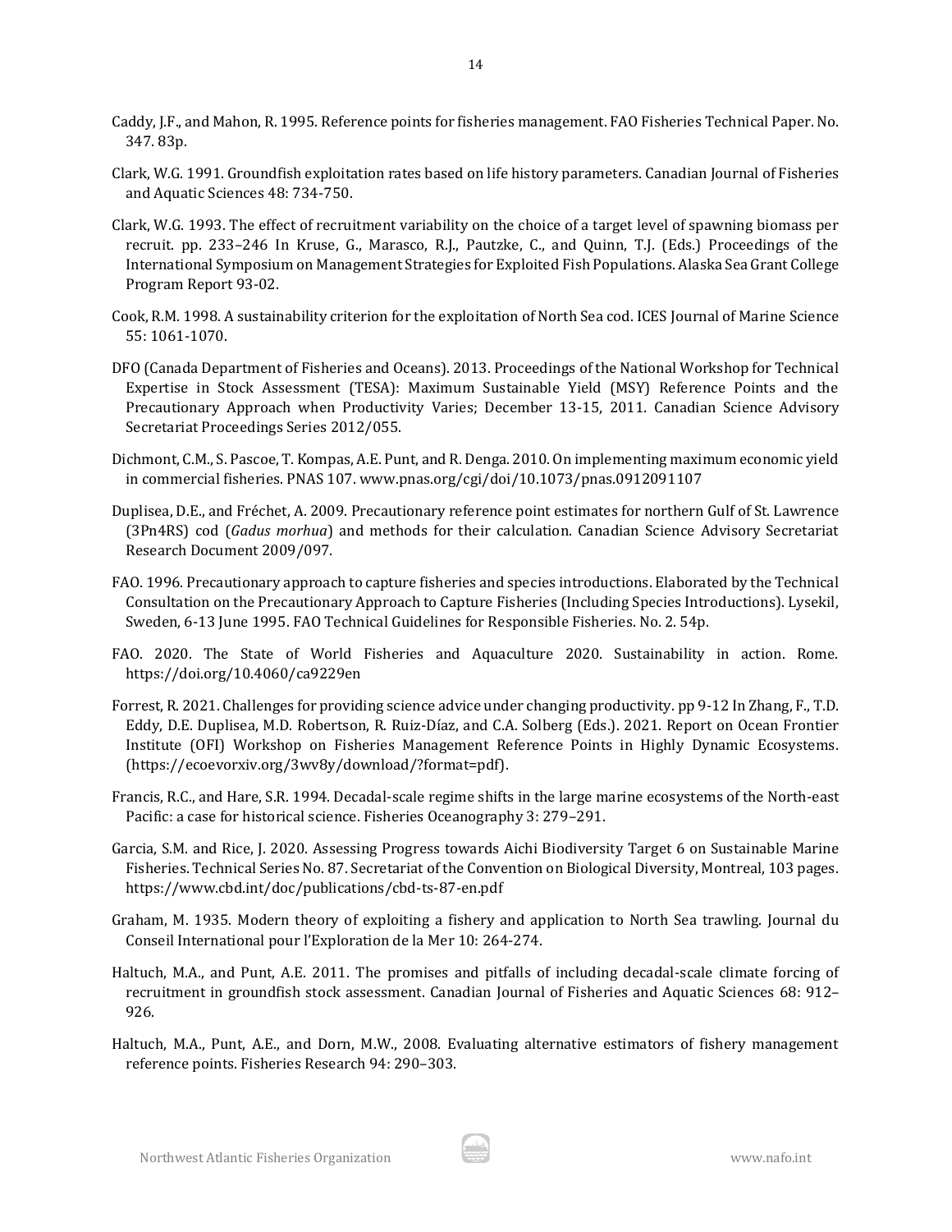Caddy, J.F., and Mahon, R. 1995. Reference points for fisheries management. FAO Fisheries Technical Paper. No. 347. 83p.

Clark, W.G. 1991. Groundfish exploitation rates based on life history parameters. Canadian Journal of Fisheries and Aquatic Sciences 48: 734-750.

Clark, W.G. 1993. The effect of recruitment variability on the choice of a target level of spawning biomass per recruit. pp. 233–246 In Kruse, G., Marasco, R.J., Pautzke, C., and Quinn, T.J. (Eds.) Proceedings of the International Symposium on Management Strategies for Exploited Fish Populations. Alaska Sea Grant College Program Report 93-02.

Cook, R.M. 1998. A sustainability criterion for the exploitation of North Sea cod. ICES Journal of Marine Science 55: 1061-1070.

DFO (Canada Department of Fisheries and Oceans). 2013. Proceedings of the National Workshop for Technical Expertise in Stock Assessment (TESA): Maximum Sustainable Yield (MSY) Reference Points and the Precautionary Approach when Productivity Varies; December 13-15, 2011. Canadian Science Advisory Secretariat Proceedings Series 2012/055.

Dichmont, C.M., S. Pascoe, T. Kompas, A.E. Punt, and R. Denga. 2010. On implementing maximum economic yield in commercial fisheries. PNAS 107. www.pnas.org/cgi/doi/10.1073/pnas.0912091107

Duplisea, D.E., and Fréchet, A. 2009. Precautionary reference point estimates for northern Gulf of St. Lawrence (3Pn4RS) cod (*Gadus morhua*) and methods for their calculation. Canadian Science Advisory Secretariat Research Document 2009/097.

FAO. 1996. Precautionary approach to capture fisheries and species introductions. Elaborated by the Technical Consultation on the Precautionary Approach to Capture Fisheries (Including Species Introductions). Lysekil, Sweden, 6-13 June 1995. FAO Technical Guidelines for Responsible Fisheries. No. 2. 54p.

FAO. 2020. The State of World Fisheries and Aquaculture 2020. Sustainability in action. Rome. https://doi.org/10.4060/ca9229en

Forrest, R. 2021. Challenges for providing science advice under changing productivity. pp 9-12 In Zhang, F., T.D. Eddy, D.E. Duplisea, M.D. Robertson, R. Ruiz-Díaz, and C.A. Solberg (Eds.). 2021. Report on Ocean Frontier Institute (OFI) Workshop on Fisheries Management Reference Points in Highly Dynamic Ecosystems. (https://ecoevorxiv.org/3wv8y/download/?format=pdf).

Francis, R.C., and Hare, S.R. 1994. Decadal-scale regime shifts in the large marine ecosystems of the North-east Pacific: a case for historical science. Fisheries Oceanography 3: 279–291.

Garcia, S.M. and Rice, J. 2020. Assessing Progress towards Aichi Biodiversity Target 6 on Sustainable Marine Fisheries. Technical Series No. 87. Secretariat of the Convention on Biological Diversity, Montreal, 103 pages. https://www.cbd.int/doc/publications/cbd-ts-87-en.pdf

Graham, M. 1935. Modern theory of exploiting a fishery and application to North Sea trawling. Journal du Conseil International pour l'Exploration de la Mer 10: 264-274.

Haltuch, M.A., and Punt, A.E. 2011. The promises and pitfalls of including decadal-scale climate forcing of recruitment in groundfish stock assessment. Canadian Journal of Fisheries and Aquatic Sciences 68: 912–926.

Haltuch, M.A., Punt, A.E., and Dorn, M.W., 2008. Evaluating alternative estimators of fishery management reference points. Fisheries Research 94: 290–303.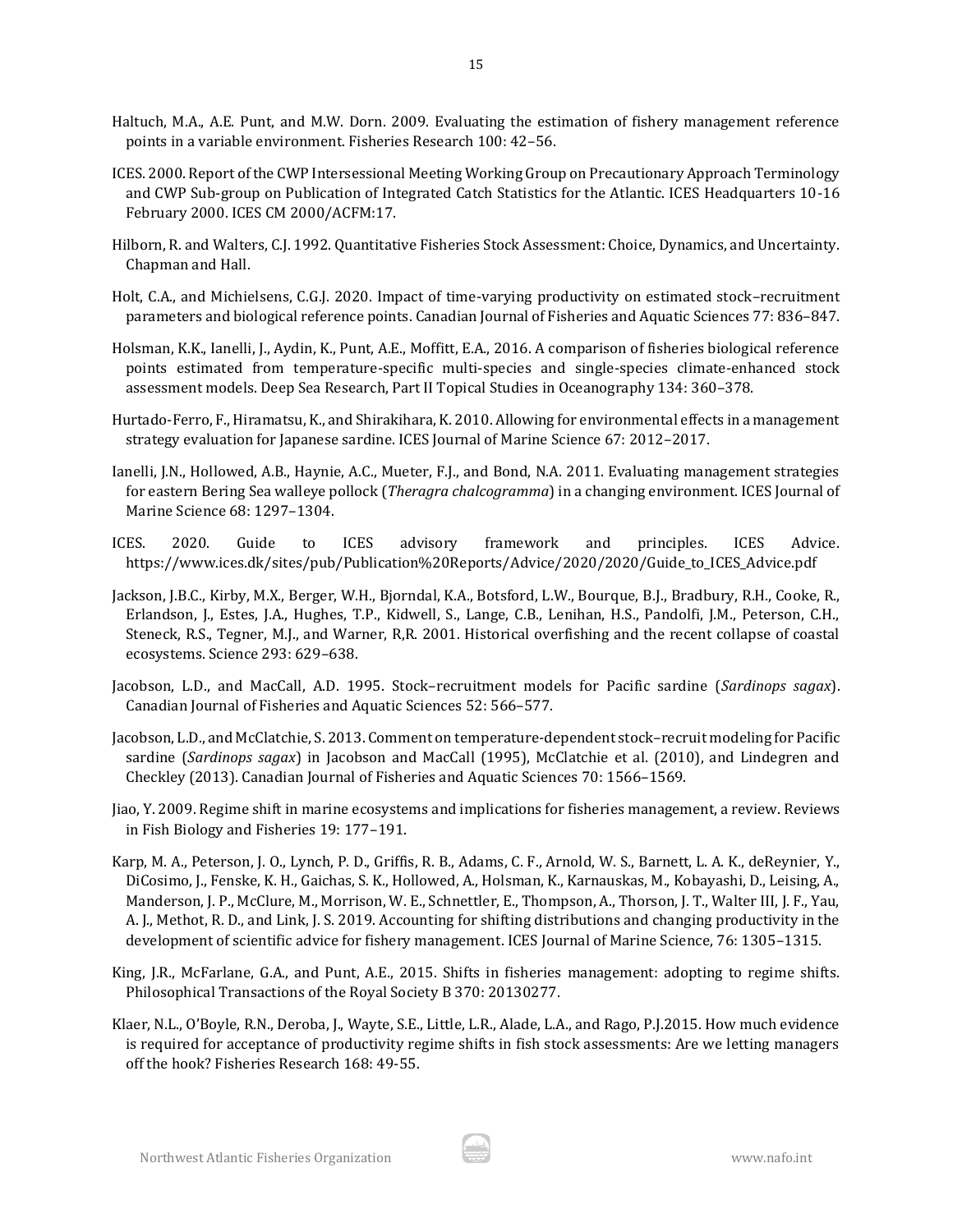Haltuch, M.A., A.E. Punt, and M.W. Dorn. 2009. Evaluating the estimation of fishery management reference points in a variable environment. Fisheries Research 100: 42–56.

ICES. 2000. Report of the CWP Intersessional Meeting Working Group on Precautionary Approach Terminology and CWP Sub-group on Publication of Integrated Catch Statistics for the Atlantic. ICES Headquarters 10-16 February 2000. ICES CM 2000/ACFM:17.

Hilborn, R. and Walters, C.J. 1992. Quantitative Fisheries Stock Assessment: Choice, Dynamics, and Uncertainty. Chapman and Hall.

Holt, C.A., and Michielsens, C.G.J. 2020. Impact of time-varying productivity on estimated stock–recruitment parameters and biological reference points. Canadian Journal of Fisheries and Aquatic Sciences 77: 836–847.

Holsman, K.K., Ianelli, J., Aydin, K., Punt, A.E., Moffitt, E.A., 2016. A comparison of fisheries biological reference points estimated from temperature-specific multi-species and single-species climate-enhanced stock assessment models. Deep Sea Research, Part II Topical Studies in Oceanography 134: 360–378.

Hurtado-Ferro, F., Hiramatsu, K., and Shirakihara, K. 2010. Allowing for environmental effects in a management strategy evaluation for Japanese sardine. ICES Journal of Marine Science 67: 2012–2017.

Ianelli, J.N., Hollowed, A.B., Haynie, A.C., Mueter, F.J., and Bond, N.A. 2011. Evaluating management strategies for eastern Bering Sea walleye pollock (*Theragra chalcogramma*) in a changing environment. ICES Journal of Marine Science 68: 1297–1304.

ICES. 2020. Guide to ICES advisory framework and principles. ICES Advice. https://www.ices.dk/sites/pub/Publication%20Reports/Advice/2020/2020/Guide_to_ICES_Advice.pdf

Jackson, J.B.C., Kirby, M.X., Berger, W.H., Bjorndal, K.A., Botsford, L.W., Bourque, B.J., Bradbury, R.H., Cooke, R., Erlandson, J., Estes, J.A., Hughes, T.P., Kidwell, S., Lange, C.B., Lenihan, H.S., Pandolfi, J.M., Peterson, C.H., Steneck, R.S., Tegner, M.J., and Warner, R,R. 2001. Historical overfishing and the recent collapse of coastal ecosystems. Science 293: 629–638.

Jacobson, L.D., and MacCall, A.D. 1995. Stock–recruitment models for Pacific sardine (*Sardinops sagax*). Canadian Journal of Fisheries and Aquatic Sciences 52: 566–577.

Jacobson, L.D., and McClatchie, S. 2013. Comment on temperature-dependent stock–recruit modeling for Pacific sardine (*Sardinops sagax*) in Jacobson and MacCall (1995), McClatchie et al. (2010), and Lindegren and Checkley (2013). Canadian Journal of Fisheries and Aquatic Sciences 70: 1566–1569.

Jiao, Y. 2009. Regime shift in marine ecosystems and implications for fisheries management, a review. Reviews in Fish Biology and Fisheries 19: 177–191.

Karp, M. A., Peterson, J. O., Lynch, P. D., Griffis, R. B., Adams, C. F., Arnold, W. S., Barnett, L. A. K., deReynier, Y., DiCosimo, J., Fenske, K. H., Gaichas, S. K., Hollowed, A., Holsman, K., Karnauskas, M., Kobayashi, D., Leising, A., Manderson, J. P., McClure, M., Morrison, W. E., Schnettler, E., Thompson, A., Thorson, J. T., Walter III, J. F., Yau, A. J., Methot, R. D., and Link, J. S. 2019. Accounting for shifting distributions and changing productivity in the development of scientific advice for fishery management. ICES Journal of Marine Science, 76: 1305–1315.

King, J.R., McFarlane, G.A., and Punt, A.E., 2015. Shifts in fisheries management: adopting to regime shifts. Philosophical Transactions of the Royal Society B 370: 20130277.

Klaer, N.L., O'Boyle, R.N., Deroba, J., Wayte, S.E., Little, L.R., Alade, L.A., and Rago, P.J.2015. How much evidence is required for acceptance of productivity regime shifts in fish stock assessments: Are we letting managers off the hook? Fisheries Research 168: 49-55.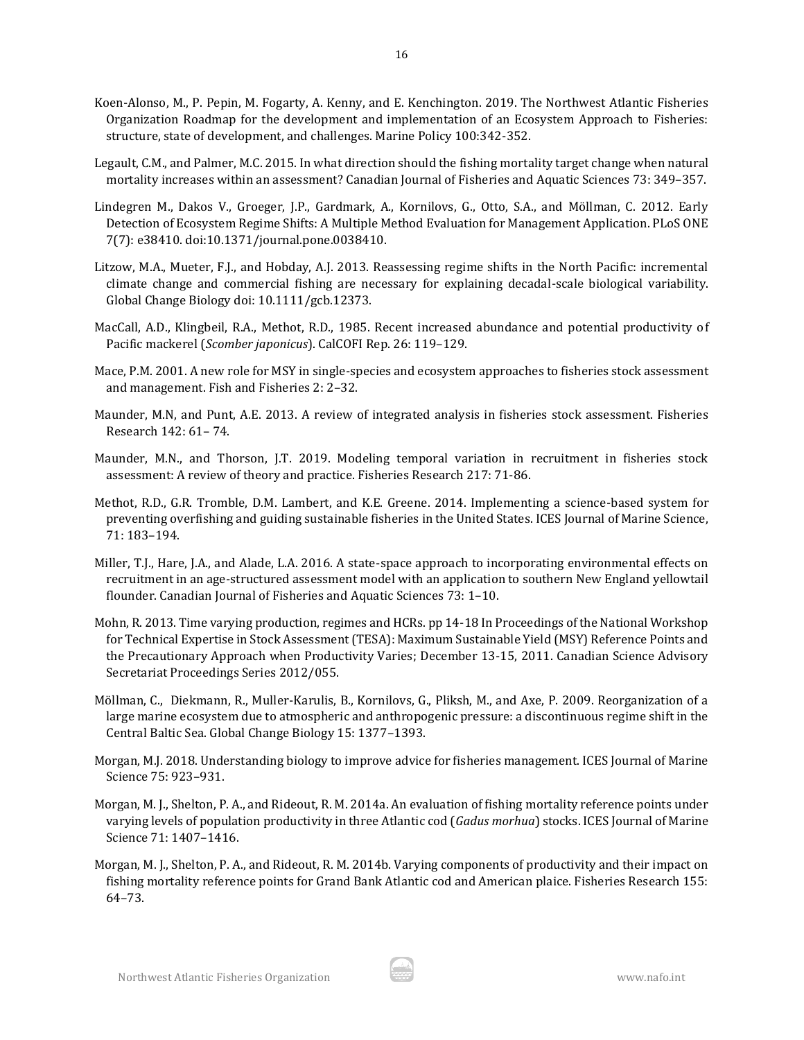Koen-Alonso, M., P. Pepin, M. Fogarty, A. Kenny, and E. Kenchington. 2019. The Northwest Atlantic Fisheries Organization Roadmap for the development and implementation of an Ecosystem Approach to Fisheries: structure, state of development, and challenges. Marine Policy 100:342-352.

Legault, C.M., and Palmer, M.C. 2015. In what direction should the fishing mortality target change when natural mortality increases within an assessment? Canadian Journal of Fisheries and Aquatic Sciences 73: 349–357.

Lindegren M., Dakos V., Groeger, J.P., Gardmark, A., Kornilovs, G., Otto, S.A., and Möllman, C. 2012. Early Detection of Ecosystem Regime Shifts: A Multiple Method Evaluation for Management Application. PLoS ONE 7(7): e38410. doi:10.1371/journal.pone.0038410.

Litzow, M.A., Mueter, F.J., and Hobday, A.J. 2013. Reassessing regime shifts in the North Pacific: incremental climate change and commercial fishing are necessary for explaining decadal-scale biological variability. Global Change Biology doi: 10.1111/gcb.12373.

MacCall, A.D., Klingbeil, R.A., Methot, R.D., 1985. Recent increased abundance and potential productivity of Pacific mackerel (*Scomber japonicus*). CalCOFI Rep. 26: 119–129.

Mace, P.M. 2001. A new role for MSY in single-species and ecosystem approaches to fisheries stock assessment and management. Fish and Fisheries 2: 2–32.

Maunder, M.N, and Punt, A.E. 2013. A review of integrated analysis in fisheries stock assessment. Fisheries Research 142: 61– 74.

Maunder, M.N., and Thorson, J.T. 2019. Modeling temporal variation in recruitment in fisheries stock assessment: A review of theory and practice. Fisheries Research 217: 71-86.

Methot, R.D., G.R. Tromble, D.M. Lambert, and K.E. Greene. 2014. Implementing a science-based system for preventing overfishing and guiding sustainable fisheries in the United States. ICES Journal of Marine Science, 71: 183–194.

Miller, T.J., Hare, J.A., and Alade, L.A. 2016. A state-space approach to incorporating environmental effects on recruitment in an age-structured assessment model with an application to southern New England yellowtail flounder. Canadian Journal of Fisheries and Aquatic Sciences 73: 1–10.

Mohn, R. 2013. Time varying production, regimes and HCRs. pp 14-18 In Proceedings of the National Workshop for Technical Expertise in Stock Assessment (TESA): Maximum Sustainable Yield (MSY) Reference Points and the Precautionary Approach when Productivity Varies; December 13-15, 2011. Canadian Science Advisory Secretariat Proceedings Series 2012/055.

Möllman, C., Diekmann, R., Muller-Karulis, B., Kornilovs, G., Pliksh, M., and Axe, P. 2009. Reorganization of a large marine ecosystem due to atmospheric and anthropogenic pressure: a discontinuous regime shift in the Central Baltic Sea. Global Change Biology 15: 1377–1393.

Morgan, M.J. 2018. Understanding biology to improve advice for fisheries management. ICES Journal of Marine Science 75: 923–931.

Morgan, M. J., Shelton, P. A., and Rideout, R. M. 2014a. An evaluation of fishing mortality reference points under varying levels of population productivity in three Atlantic cod (*Gadus morhua*) stocks. ICES Journal of Marine Science 71: 1407–1416.

Morgan, M. J., Shelton, P. A., and Rideout, R. M. 2014b. Varying components of productivity and their impact on fishing mortality reference points for Grand Bank Atlantic cod and American plaice. Fisheries Research 155: 64–73.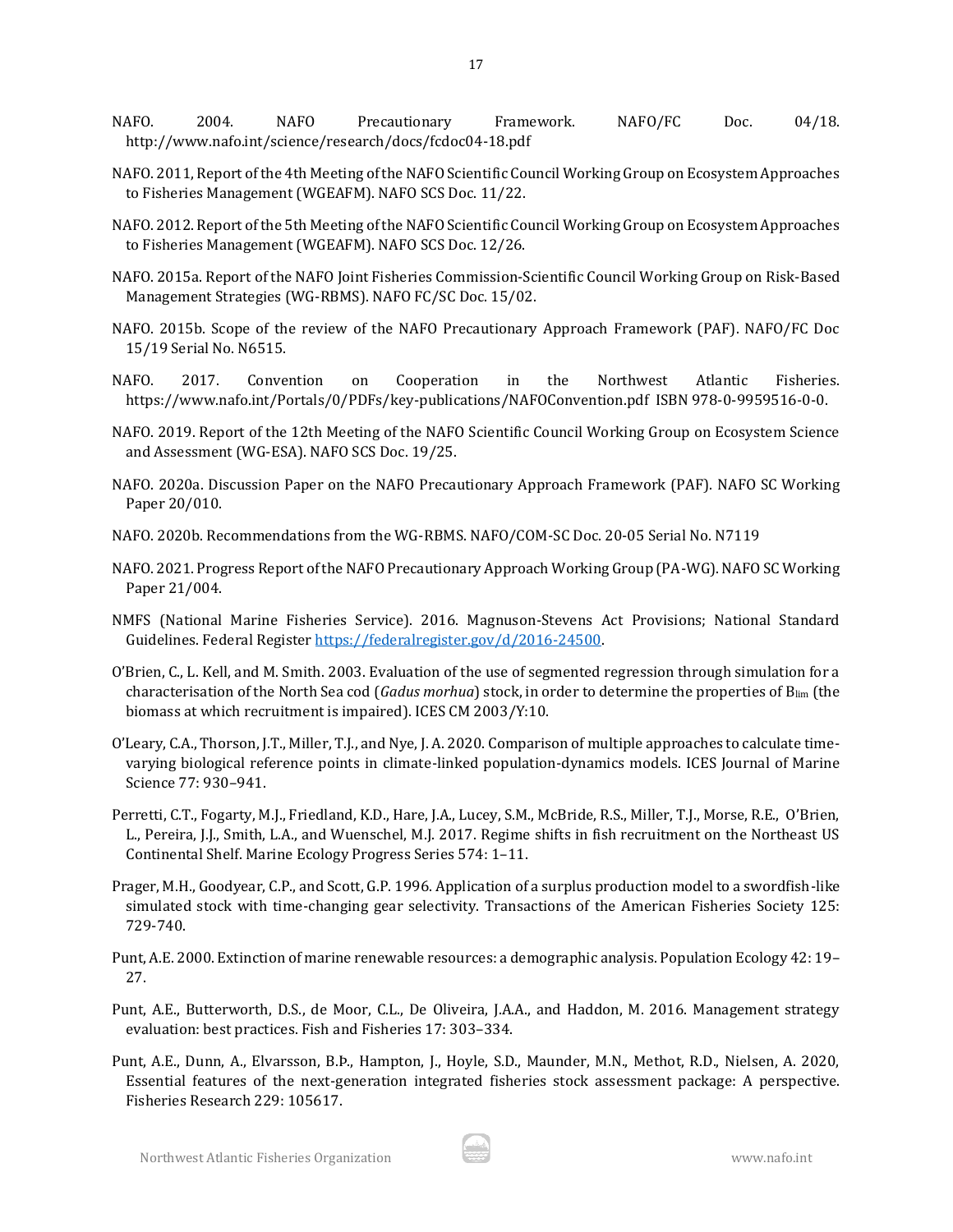NAFO. 2004. NAFO Precautionary Framework. NAFO/FC Doc. 04/18. http://www.nafo.int/science/research/docs/fcdoc04-18.pdf

NAFO. 2011, Report of the 4th Meeting of the NAFO Scientific Council Working Group on Ecosystem Approaches to Fisheries Management (WGEAFM). NAFO SCS Doc. 11/22.

NAFO. 2012. Report of the 5th Meeting of the NAFO Scientific Council Working Group on Ecosystem Approaches to Fisheries Management (WGEAFM). NAFO SCS Doc. 12/26.

NAFO. 2015a. Report of the NAFO Joint Fisheries Commission-Scientific Council Working Group on Risk-Based Management Strategies (WG-RBMS). NAFO FC/SC Doc. 15/02.

NAFO. 2015b. Scope of the review of the NAFO Precautionary Approach Framework (PAF). NAFO/FC Doc 15/19 Serial No. N6515.

NAFO. 2017. Convention on Cooperation in the Northwest Atlantic Fisheries. https://www.nafo.int/Portals/0/PDFs/key-publications/NAFOConvention.pdf ISBN 978-0-9959516-0-0.

NAFO. 2019. Report of the 12th Meeting of the NAFO Scientific Council Working Group on Ecosystem Science and Assessment (WG-ESA). NAFO SCS Doc. 19/25.

NAFO. 2020a. Discussion Paper on the NAFO Precautionary Approach Framework (PAF). NAFO SC Working Paper 20/010.

NAFO. 2020b. Recommendations from the WG-RBMS. NAFO/COM-SC Doc. 20-05 Serial No. N7119

NAFO. 2021. Progress Report of the NAFO Precautionary Approach Working Group (PA-WG). NAFO SC Working Paper 21/004.

NMFS (National Marine Fisheries Service). 2016. Magnuson-Stevens Act Provisions; National Standard Guidelines. Federal Register https://federalregister.gov/d/2016-24500.

O'Brien, C., L. Kell, and M. Smith. 2003. Evaluation of the use of segmented regression through simulation for a characterisation of the North Sea cod (*Gadus morhua*) stock, in order to determine the properties of $B_{lim}$ (the biomass at which recruitment is impaired). ICES CM 2003/Y:10.

O'Leary, C.A., Thorson, J.T., Miller, T.J., and Nye, J. A. 2020. Comparison of multiple approaches to calculate time-varying biological reference points in climate-linked population-dynamics models. ICES Journal of Marine Science 77: 930–941.

Perretti, C.T., Fogarty, M.J., Friedland, K.D., Hare, J.A., Lucey, S.M., McBride, R.S., Miller, T.J., Morse, R.E., O'Brien, L., Pereira, J.J., Smith, L.A., and Wuenschel, M.J. 2017. Regime shifts in fish recruitment on the Northeast US Continental Shelf. Marine Ecology Progress Series 574: 1–11.

Prager, M.H., Goodyear, C.P., and Scott, G.P. 1996. Application of a surplus production model to a swordfish-like simulated stock with time-changing gear selectivity. Transactions of the American Fisheries Society 125: 729-740.

Punt, A.E. 2000. Extinction of marine renewable resources: a demographic analysis. Population Ecology 42: 19–27.

Punt, A.E., Butterworth, D.S., de Moor, C.L., De Oliveira, J.A.A., and Haddon, M. 2016. Management strategy evaluation: best practices. Fish and Fisheries 17: 303–334.

Punt, A.E., Dunn, A., Elvarsson, B.Þ., Hampton, J., Hoyle, S.D., Maunder, M.N., Methot, R.D., Nielsen, A. 2020, Essential features of the next-generation integrated fisheries stock assessment package: A perspective. Fisheries Research 229: 105617.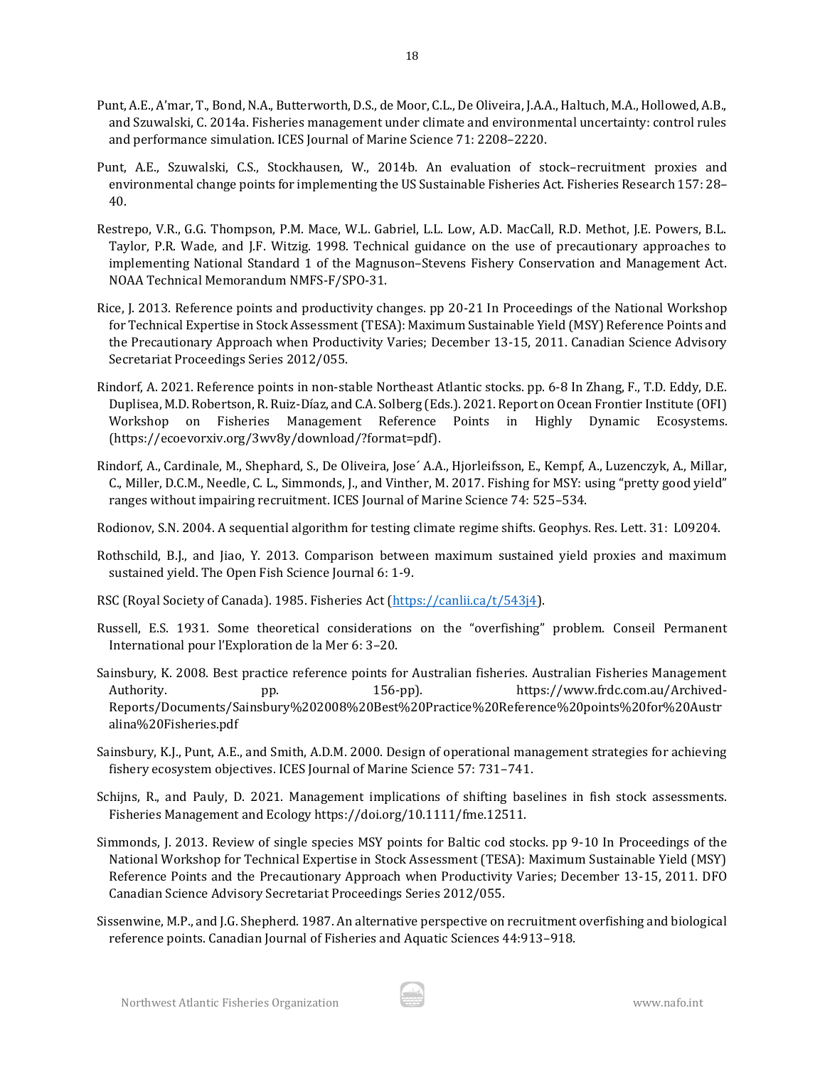Punt, A.E., A'mar, T., Bond, N.A., Butterworth, D.S., de Moor, C.L., De Oliveira, J.A.A., Haltuch, M.A., Hollowed, A.B., and Szuwalski, C. 2014a. Fisheries management under climate and environmental uncertainty: control rules and performance simulation. ICES Journal of Marine Science 71: 2208–2220.

Punt, A.E., Szuwalski, C.S., Stockhausen, W., 2014b. An evaluation of stock–recruitment proxies and environmental change points for implementing the US Sustainable Fisheries Act. Fisheries Research 157: 28–40.

Restrepo, V.R., G.G. Thompson, P.M. Mace, W.L. Gabriel, L.L. Low, A.D. MacCall, R.D. Methot, J.E. Powers, B.L. Taylor, P.R. Wade, and J.F. Witzig. 1998. Technical guidance on the use of precautionary approaches to implementing National Standard 1 of the Magnuson–Stevens Fishery Conservation and Management Act. NOAA Technical Memorandum NMFS-F/SPO-31.

Rice, J. 2013. Reference points and productivity changes. pp 20-21 In Proceedings of the National Workshop for Technical Expertise in Stock Assessment (TESA): Maximum Sustainable Yield (MSY) Reference Points and the Precautionary Approach when Productivity Varies; December 13-15, 2011. Canadian Science Advisory Secretariat Proceedings Series 2012/055.

Rindorf, A. 2021. Reference points in non-stable Northeast Atlantic stocks. pp. 6-8 In Zhang, F., T.D. Eddy, D.E. Duplisea, M.D. Robertson, R. Ruiz-Díaz, and C.A. Solberg (Eds.). 2021. Report on Ocean Frontier Institute (OFI) Workshop on Fisheries Management Reference Points in Highly Dynamic Ecosystems. (https://ecoevorxiv.org/3wv8y/download/?format=pdf).

Rindorf, A., Cardinale, M., Shephard, S., De Oliveira, Jose´ A.A., Hjorleifsson, E., Kempf, A., Luzenczyk, A., Millar, C., Miller, D.C.M., Needle, C. L., Simmonds, J., and Vinther, M. 2017. Fishing for MSY: using "pretty good yield" ranges without impairing recruitment. ICES Journal of Marine Science 74: 525–534.

Rodionov, S.N. 2004. A sequential algorithm for testing climate regime shifts. Geophys. Res. Lett. 31: L09204.

Rothschild, B.J., and Jiao, Y. 2013. Comparison between maximum sustained yield proxies and maximum sustained yield. The Open Fish Science Journal 6: 1-9.

RSC (Royal Society of Canada). 1985. Fisheries Act (https://canlii.ca/t/543j4).

Russell, E.S. 1931. Some theoretical considerations on the "overfishing" problem. Conseil Permanent International pour l'Exploration de la Mer 6: 3–20.

Sainsbury, K. 2008. Best practice reference points for Australian fisheries. Australian Fisheries Management Authority. pp. 156-pp). https://www.frdc.com.au/Archived-Reports/Documents/Sainsbury%202008%20Best%20Practice%20Reference%20points%20for%20Australina%20Fisheries.pdf

Sainsbury, K.J., Punt, A.E., and Smith, A.D.M. 2000. Design of operational management strategies for achieving fishery ecosystem objectives. ICES Journal of Marine Science 57: 731–741.

Schijns, R., and Pauly, D. 2021. Management implications of shifting baselines in fish stock assessments. Fisheries Management and Ecology https://doi.org/10.1111/fme.12511.

Simmonds, J. 2013. Review of single species MSY points for Baltic cod stocks. pp 9-10 In Proceedings of the National Workshop for Technical Expertise in Stock Assessment (TESA): Maximum Sustainable Yield (MSY) Reference Points and the Precautionary Approach when Productivity Varies; December 13-15, 2011. DFO Canadian Science Advisory Secretariat Proceedings Series 2012/055.

Sissenwine, M.P., and J.G. Shepherd. 1987. An alternative perspective on recruitment overfishing and biological reference points. Canadian Journal of Fisheries and Aquatic Sciences 44:913–918.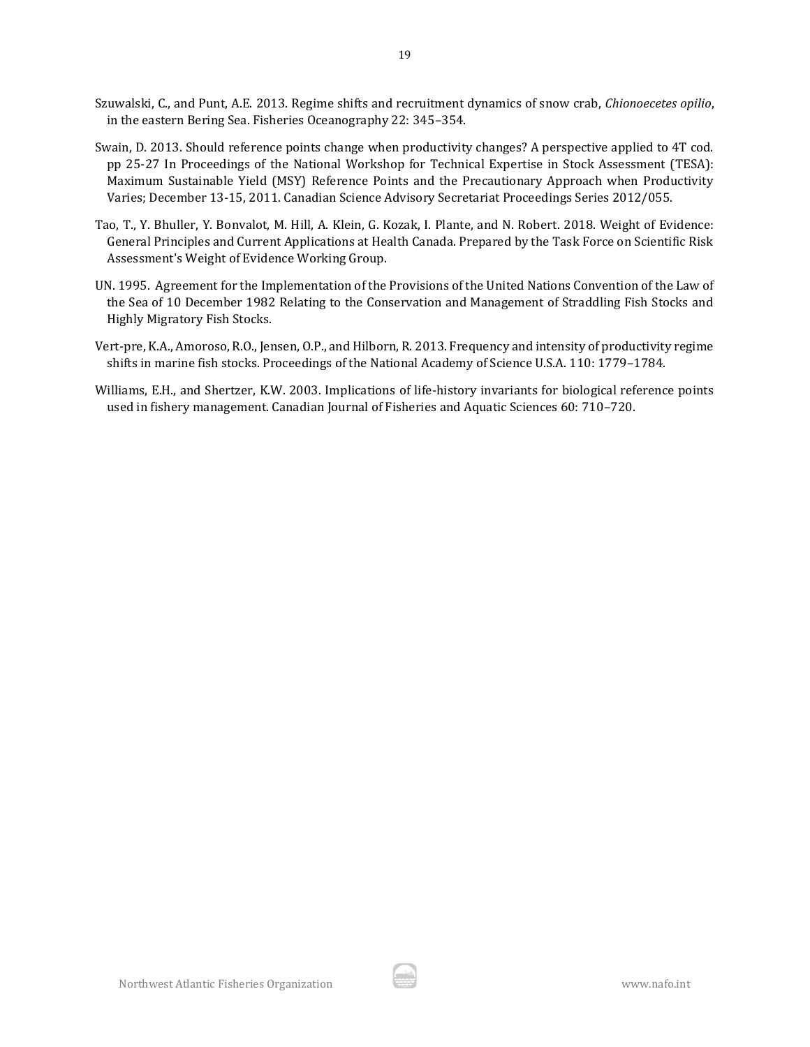Szuwalski, C., and Punt, A.E. 2013. Regime shifts and recruitment dynamics of snow crab, *Chionoecetes opilio*, in the eastern Bering Sea. Fisheries Oceanography 22: 345–354.

Swain, D. 2013. Should reference points change when productivity changes? A perspective applied to 4T cod. pp 25-27 In Proceedings of the National Workshop for Technical Expertise in Stock Assessment (TESA): Maximum Sustainable Yield (MSY) Reference Points and the Precautionary Approach when Productivity Varies; December 13-15, 2011. Canadian Science Advisory Secretariat Proceedings Series 2012/055.

Tao, T., Y. Bhuller, Y. Bonvalot, M. Hill, A. Klein, G. Kozak, I. Plante, and N. Robert. 2018. Weight of Evidence: General Principles and Current Applications at Health Canada. Prepared by the Task Force on Scientific Risk Assessment's Weight of Evidence Working Group.

UN. 1995. Agreement for the Implementation of the Provisions of the United Nations Convention of the Law of the Sea of 10 December 1982 Relating to the Conservation and Management of Straddling Fish Stocks and Highly Migratory Fish Stocks.

Vert-pre, K.A., Amoroso, R.O., Jensen, O.P., and Hilborn, R. 2013. Frequency and intensity of productivity regime shifts in marine fish stocks. Proceedings of the National Academy of Science U.S.A. 110: 1779–1784.

Williams, E.H., and Shertzer, K.W. 2003. Implications of life-history invariants for biological reference points used in fishery management. Canadian Journal of Fisheries and Aquatic Sciences 60: 710–720.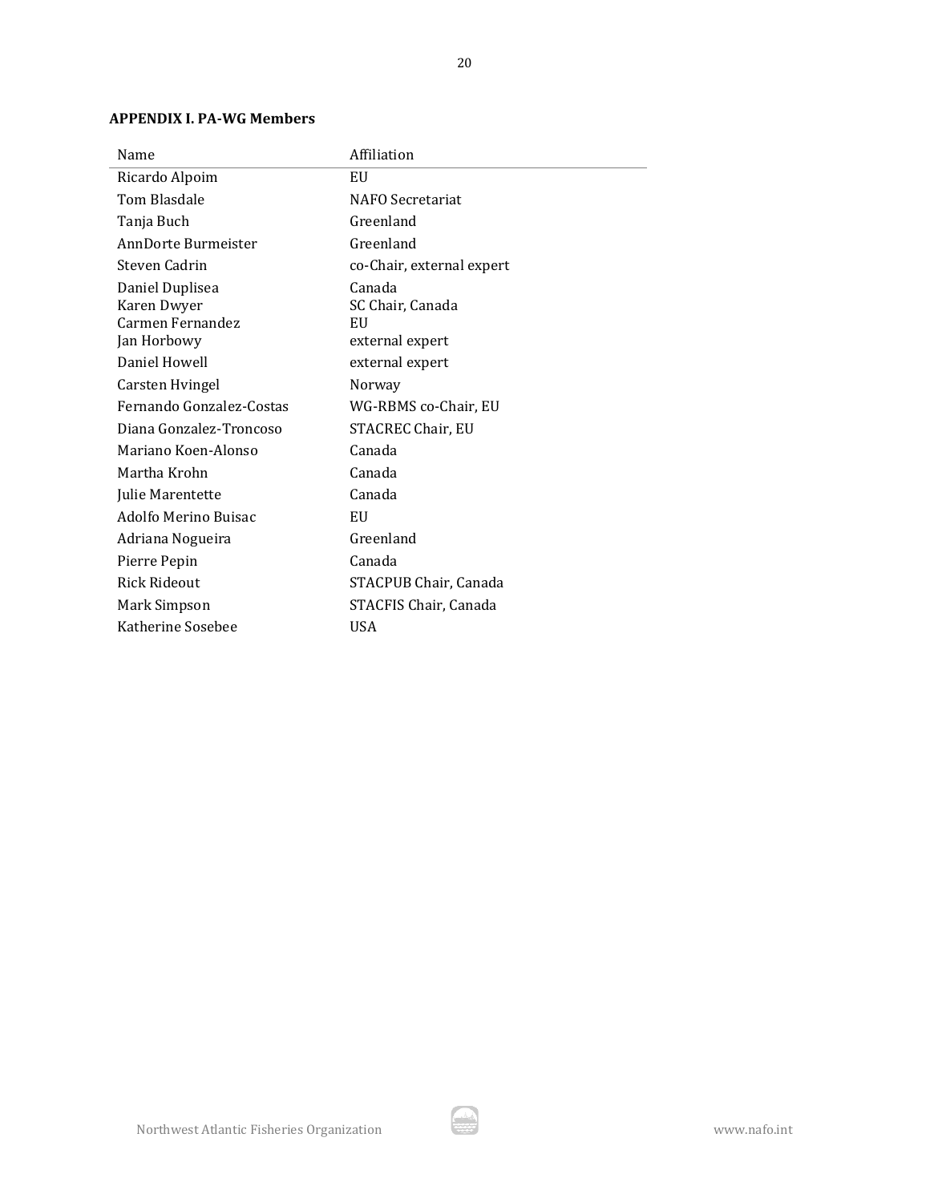**APPENDIX I. PA-WG Members**

| Name | Affiliation |
|---|---|
| Ricardo Alpoim | EU |
| Tom Blasdale | NAFO Secretariat |
| Tanja Buch | Greenland |
| AnnDorte Burmeister | Greenland |
| Steven Cadrin | co-Chair, external expert |
| Daniel Duplisea | Canada |
| Karen Dwyer | SC Chair, Canada |
| Carmen Fernandez | EU |
| Jan Horbowy | external expert |
| Daniel Howell | external expert |
| Carsten Hvingel | Norway |
| Fernando Gonzalez-Costas | WG-RBMS co-Chair, EU |
| Diana Gonzalez-Troncoso | STACREC Chair, EU |
| Mariano Koen-Alonso | Canada |
| Martha Krohn | Canada |
| Julie Marentette | Canada |
| Adolfo Merino Buisac | EU |
| Adriana Nogueira | Greenland |
| Pierre Pepin | Canada |
| Rick Rideout | STACPUB Chair, Canada |
| Mark Simpson | STACFIS Chair, Canada |
| Katherine Sosebee | USA |